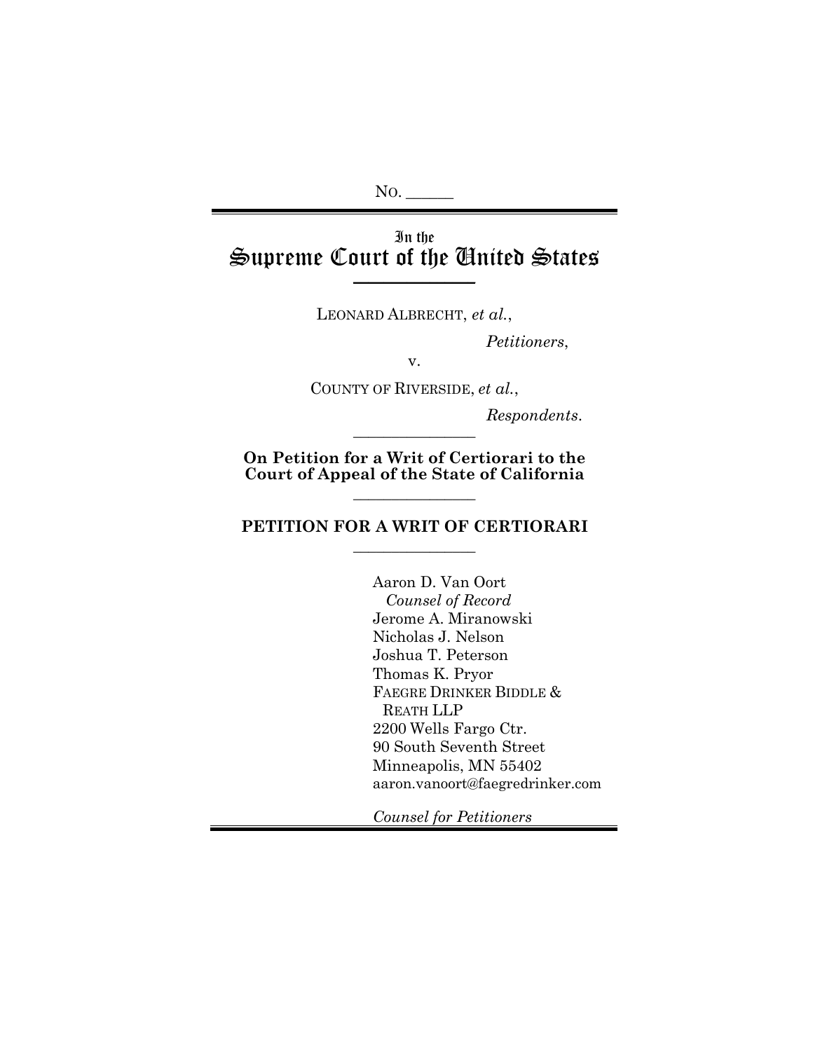No. ______

# In the Supreme Court of the United States

LEONARD ALBRECHT, *et al.*,

*Petitioners*,

v.

COUNTY OF RIVERSIDE, *et al.*,

*Respondents*.

**On Petition for a Writ of Certiorari to the Court of Appeal of the State of California**

## PETITION FOR A WRIT OF CERTIORARI

Aaron D. Van Oort
*Counsel of Record*
Jerome A. Miranowski
Nicholas J. Nelson
Joshua T. Peterson
Thomas K. Pryor
FAEGRE DRINKER BIDDLE & REATH LLP
2200 Wells Fargo Ctr.
90 South Seventh Street
Minneapolis, MN 55402
aaron.vanoort@faegredrinker.com

*Counsel for Petitioners*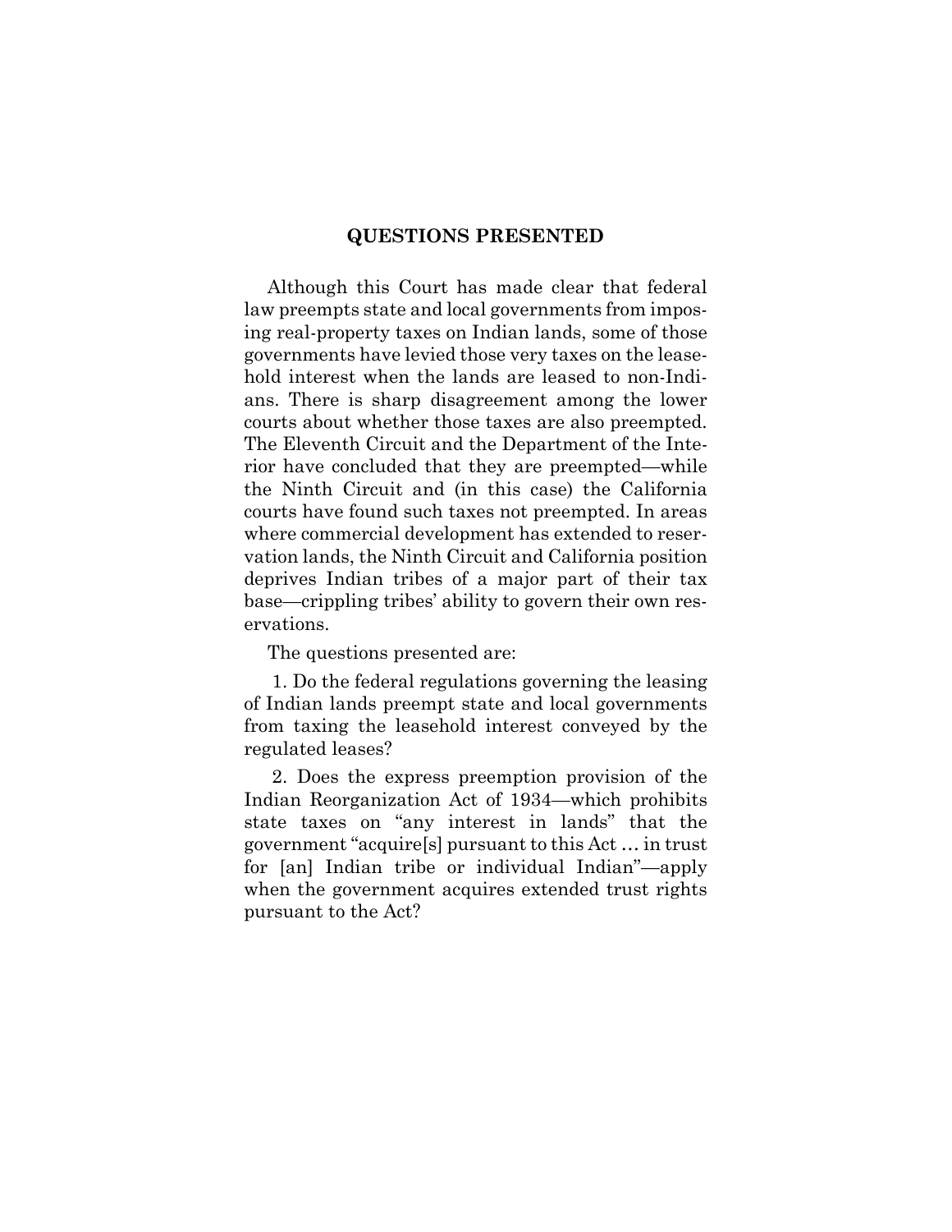## QUESTIONS PRESENTED

Although this Court has made clear that federal law preempts state and local governments from imposing real-property taxes on Indian lands, some of those governments have levied those very taxes on the leasehold interest when the lands are leased to non-Indians. There is sharp disagreement among the lower courts about whether those taxes are also preempted. The Eleventh Circuit and the Department of the Interior have concluded that they are preempted—while the Ninth Circuit and (in this case) the California courts have found such taxes not preempted. In areas where commercial development has extended to reservation lands, the Ninth Circuit and California position deprives Indian tribes of a major part of their tax base—crippling tribes' ability to govern their own reservations.

The questions presented are:

1. Do the federal regulations governing the leasing of Indian lands preempt state and local governments from taxing the leasehold interest conveyed by the regulated leases?

2. Does the express preemption provision of the Indian Reorganization Act of 1934—which prohibits state taxes on "any interest in lands" that the government "acquire[s] pursuant to this Act … in trust for [an] Indian tribe or individual Indian"—apply when the government acquires extended trust rights pursuant to the Act?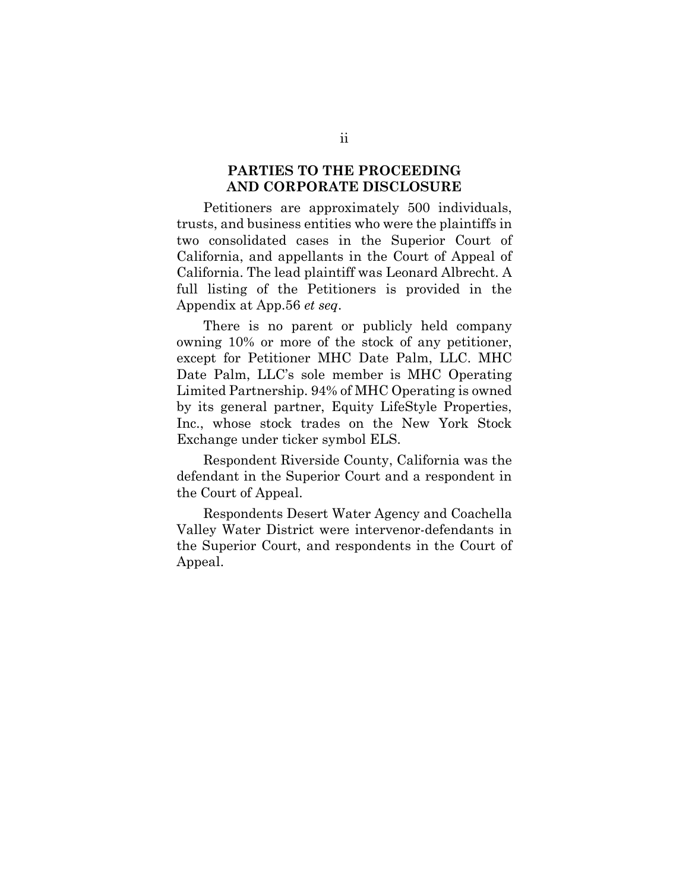## PARTIES TO THE PROCEEDING AND CORPORATE DISCLOSURE

Petitioners are approximately 500 individuals, trusts, and business entities who were the plaintiffs in two consolidated cases in the Superior Court of California, and appellants in the Court of Appeal of California. The lead plaintiff was Leonard Albrecht. A full listing of the Petitioners is provided in the Appendix at App.56 *et seq*.

There is no parent or publicly held company owning 10% or more of the stock of any petitioner, except for Petitioner MHC Date Palm, LLC. MHC Date Palm, LLC's sole member is MHC Operating Limited Partnership. 94% of MHC Operating is owned by its general partner, Equity LifeStyle Properties, Inc., whose stock trades on the New York Stock Exchange under ticker symbol ELS.

Respondent Riverside County, California was the defendant in the Superior Court and a respondent in the Court of Appeal.

Respondents Desert Water Agency and Coachella Valley Water District were intervenor-defendants in the Superior Court, and respondents in the Court of Appeal.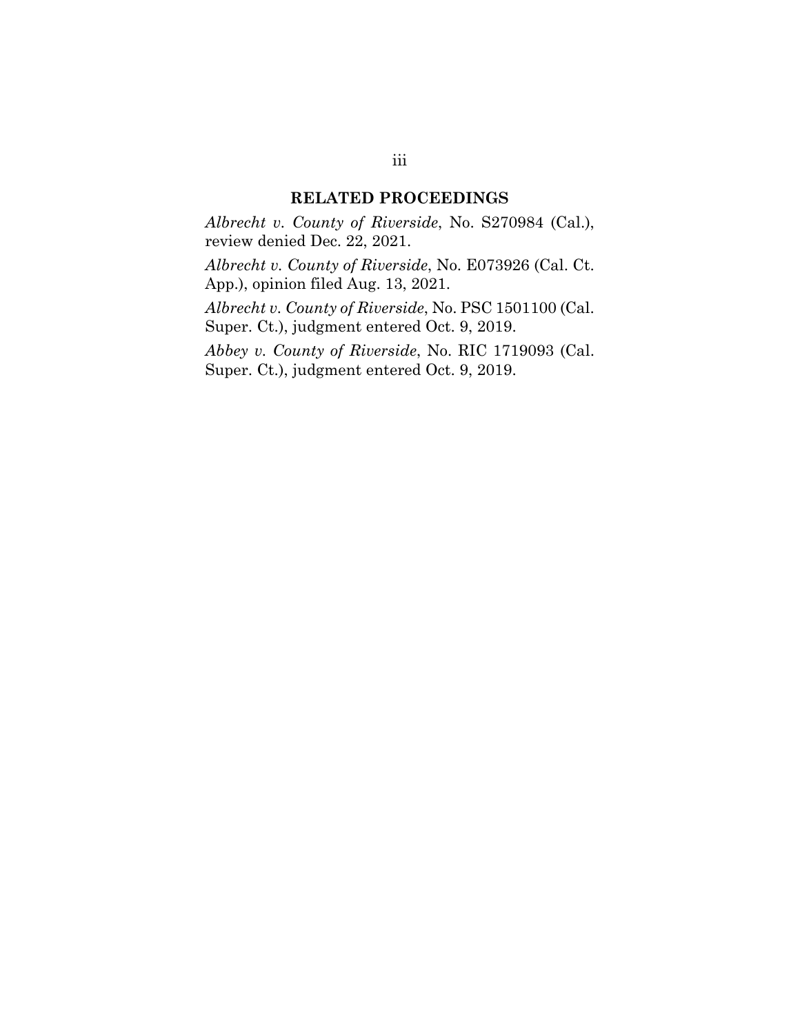## RELATED PROCEEDINGS

*Albrecht v. County of Riverside*, No. S270984 (Cal.), review denied Dec. 22, 2021.

*Albrecht v. County of Riverside*, No. E073926 (Cal. Ct. App.), opinion filed Aug. 13, 2021.

*Albrecht v. County of Riverside*, No. PSC 1501100 (Cal. Super. Ct.), judgment entered Oct. 9, 2019.

*Abbey v. County of Riverside*, No. RIC 1719093 (Cal. Super. Ct.), judgment entered Oct. 9, 2019.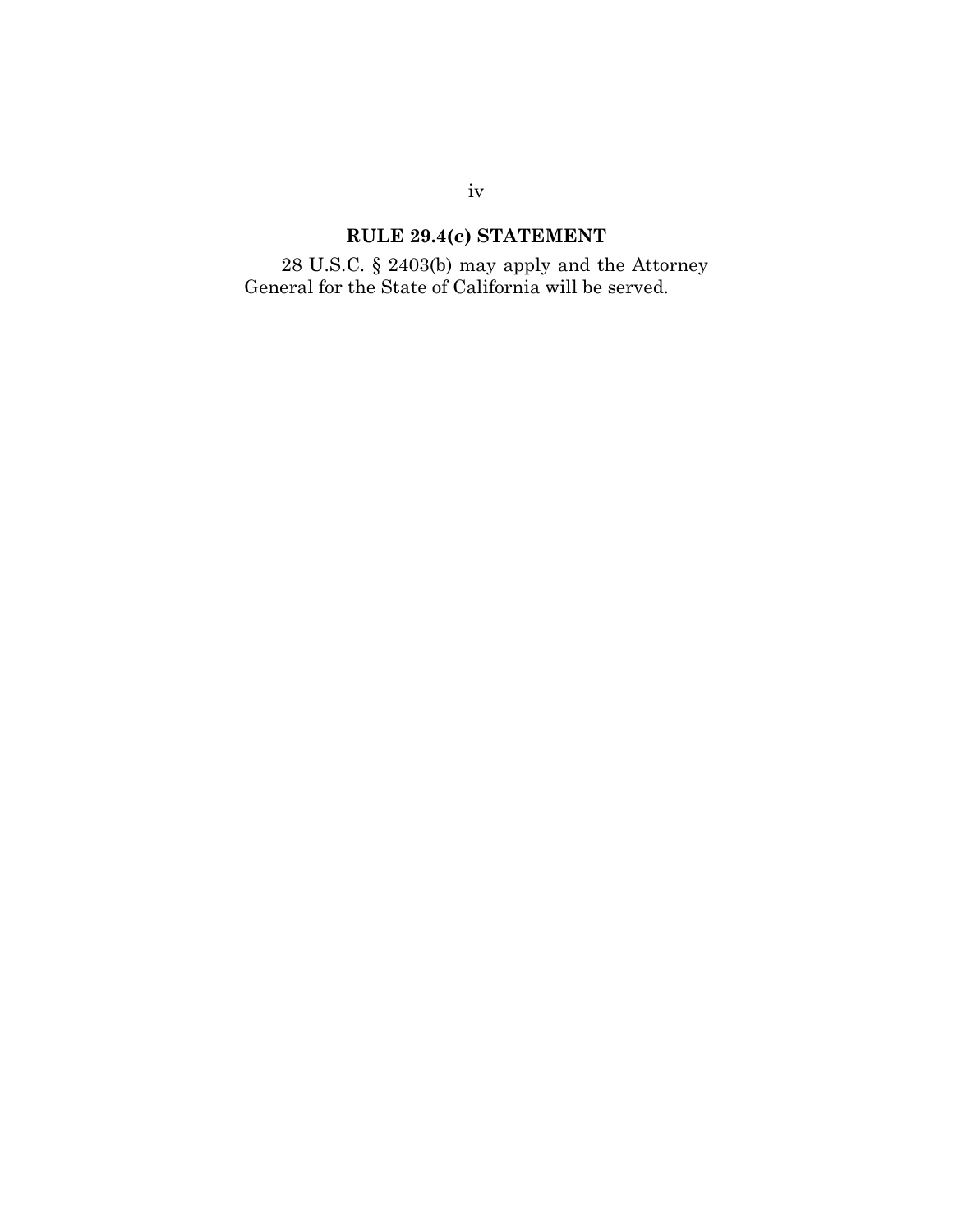## RULE 29.4(c) STATEMENT

28 U.S.C. § 2403(b) may apply and the Attorney General for the State of California will be served.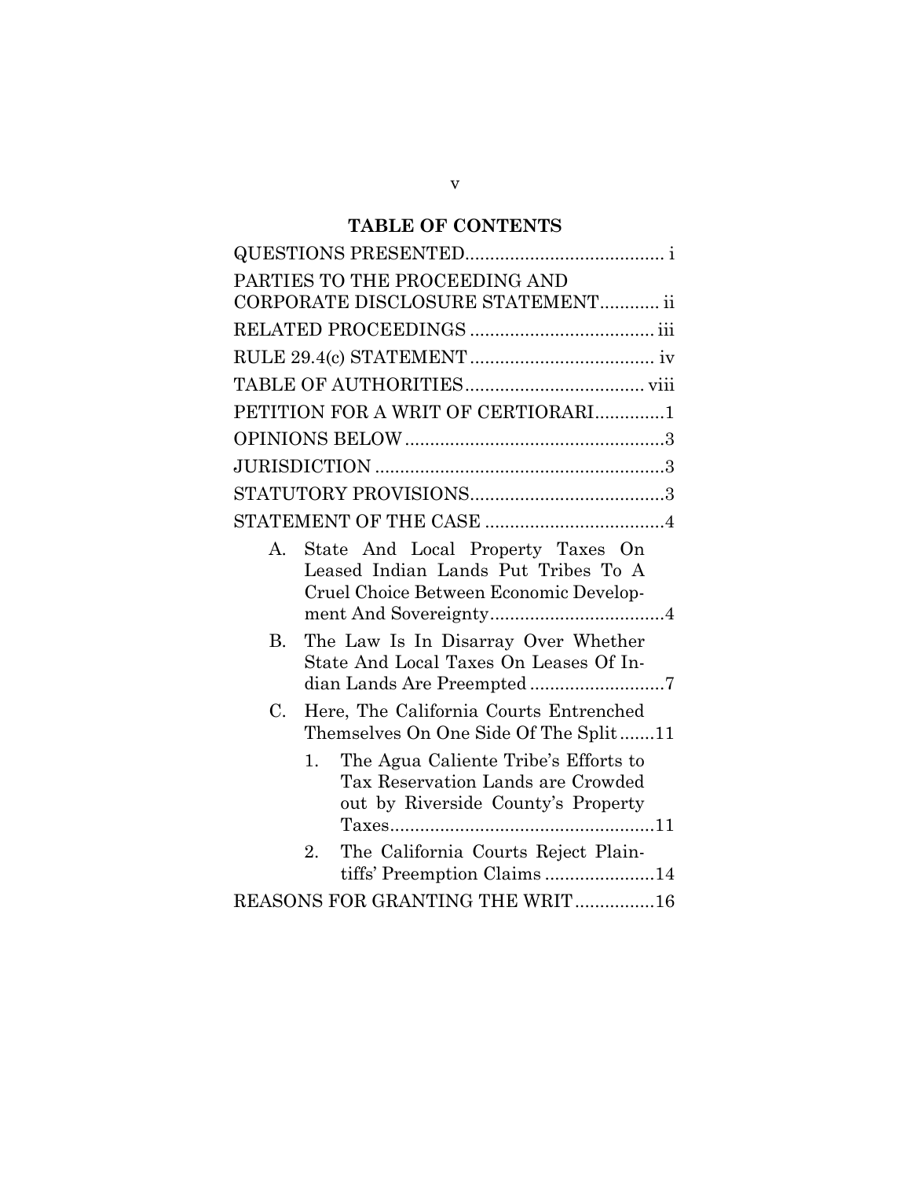## TABLE OF CONTENTS

QUESTIONS PRESENTED....................................... i

PARTIES TO THE PROCEEDING AND CORPORATE DISCLOSURE STATEMENT............ ii

RELATED PROCEEDINGS .................................... iii

RULE 29.4(c) STATEMENT .................................... iv

TABLE OF AUTHORITIES................................... viii

PETITION FOR A WRIT OF CERTIORARI.............1

OPINIONS BELOW....................................................3

JURISDICTION .........................................................3

STATUTORY PROVISIONS.......................................3

STATEMENT OF THE CASE ....................................4

- A. State And Local Property Taxes On Leased Indian Lands Put Tribes To A Cruel Choice Between Economic Development And Sovereignty...................................4
- B. The Law Is In Disarray Over Whether State And Local Taxes On Leases Of Indian Lands Are Preempted ...........................7
- C. Here, The California Courts Entrenched Themselves On One Side Of The Split .......11
  1. The Agua Caliente Tribe's Efforts to Tax Reservation Lands are Crowded out by Riverside County's Property Taxes.....................................................11
  2. The California Courts Reject Plaintiffs' Preemption Claims ......................14

REASONS FOR GRANTING THE WRIT................16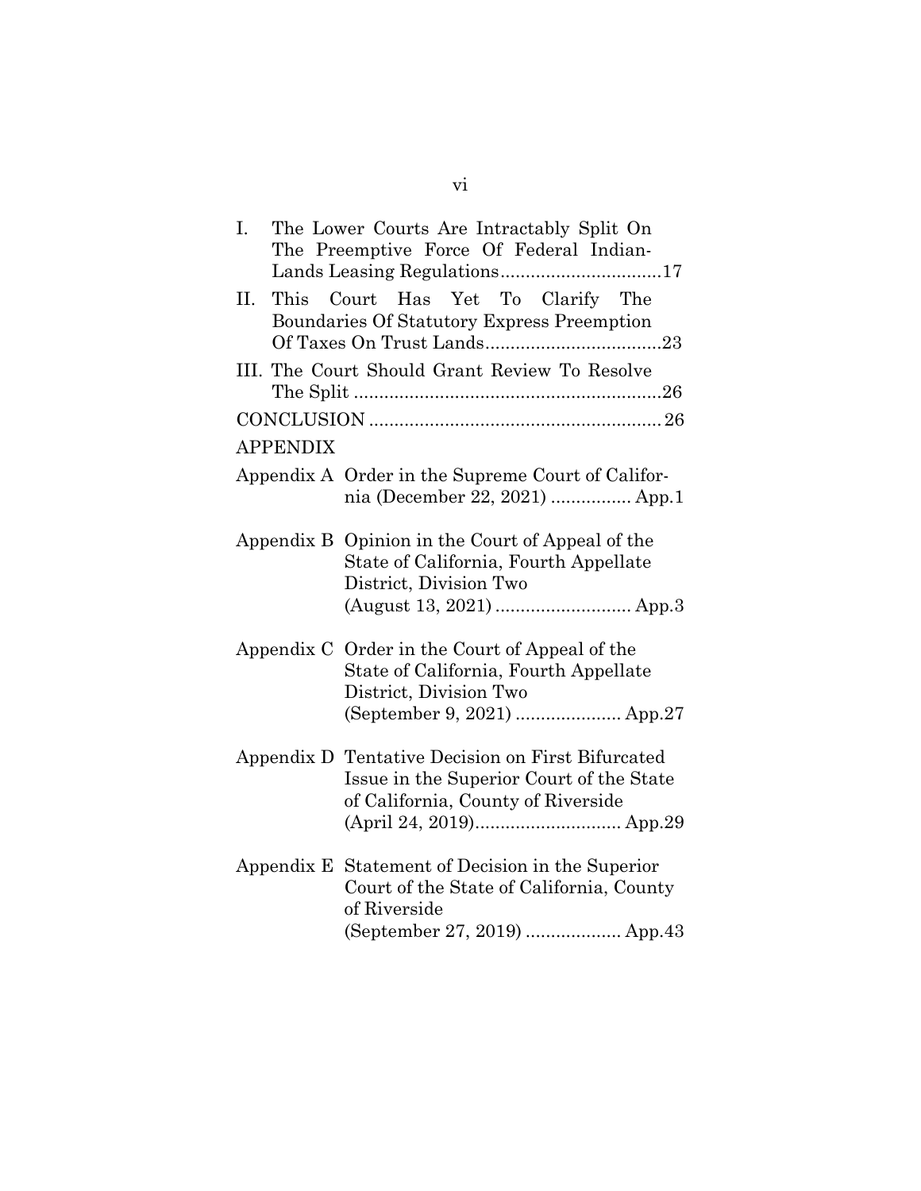I. The Lower Courts Are Intractably Split On The Preemptive Force Of Federal Indian-Lands Leasing Regulations................................17

II. This Court Has Yet To Clarify The Boundaries Of Statutory Express Preemption Of Taxes On Trust Lands..................................23

III. The Court Should Grant Review To Resolve The Split .............................................................26

CONCLUSION ........................................................ 26

APPENDIX

Appendix A Order in the Supreme Court of California (December 22, 2021) ................ App.1

Appendix B Opinion in the Court of Appeal of the State of California, Fourth Appellate District, Division Two (August 13, 2021) ........................... App.3

Appendix C Order in the Court of Appeal of the State of California, Fourth Appellate District, Division Two (September 9, 2021) ..................... App.27

Appendix D Tentative Decision on First Bifurcated Issue in the Superior Court of the State of California, County of Riverside (April 24, 2019)............................. App.29

Appendix E Statement of Decision in the Superior Court of the State of California, County of Riverside (September 27, 2019) ................... App.43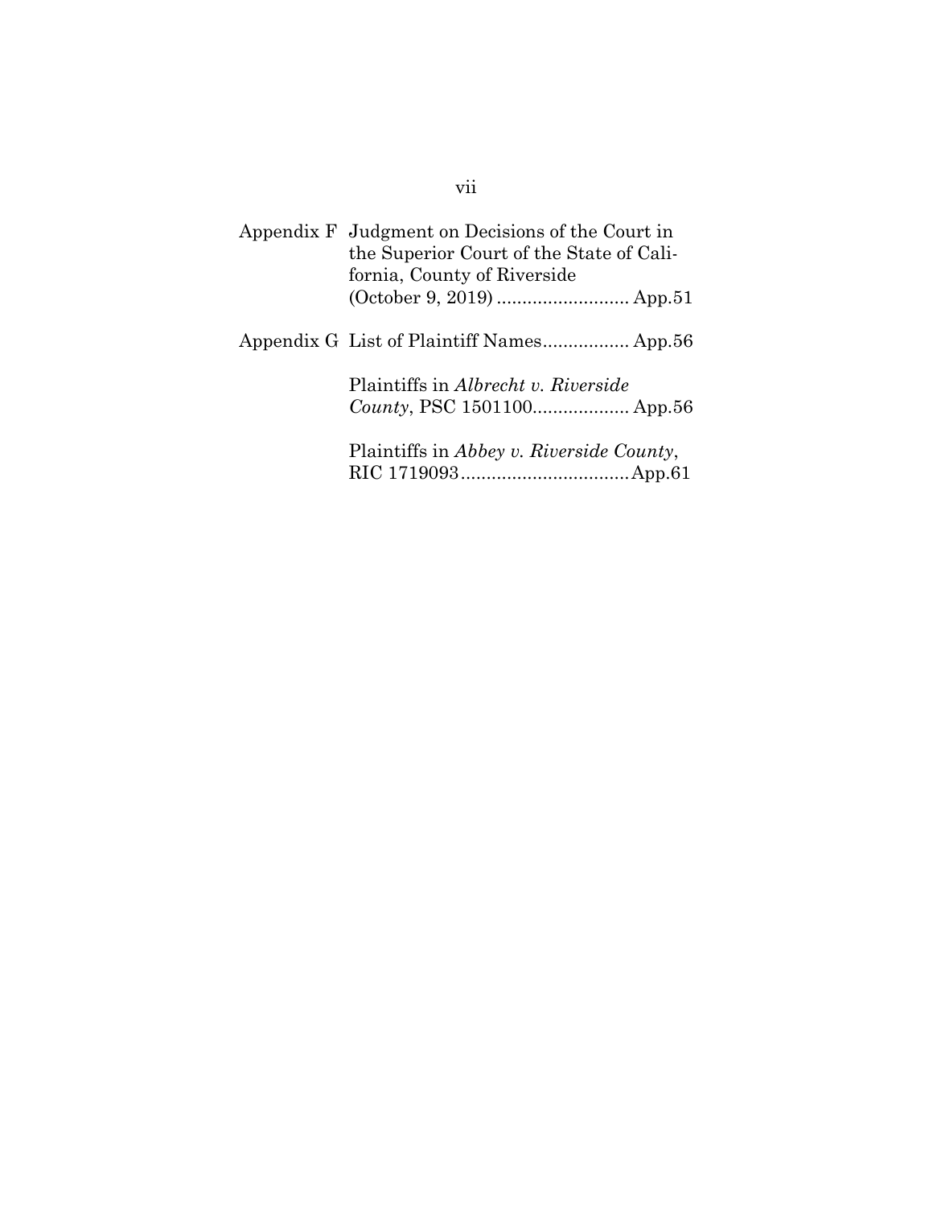Appendix F Judgment on Decisions of the Court in the Superior Court of the State of California, County of Riverside (October 9, 2019) .......................... App.51

Appendix G List of Plaintiff Names................. App.56

Plaintiffs in *Albrecht v. Riverside County*, PSC 1501100................... App.56

Plaintiffs in *Abbey v. Riverside County*, RIC 1719093.................................App.61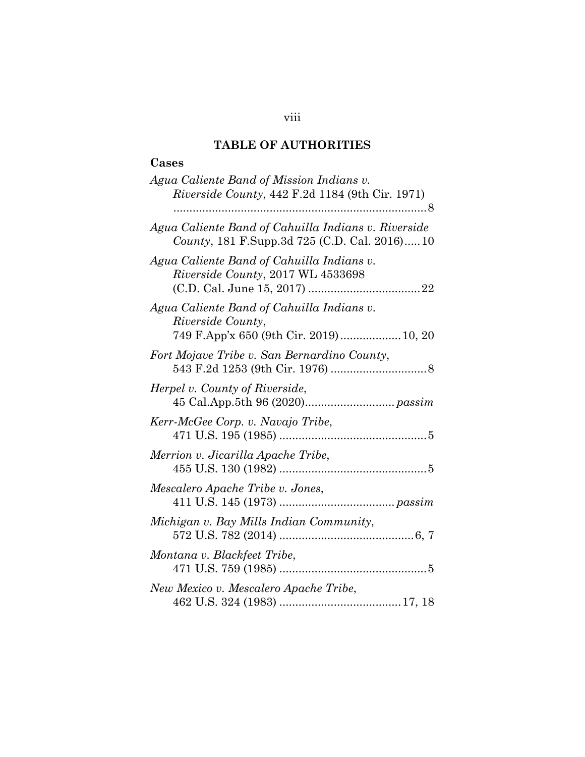## TABLE OF AUTHORITIES

### Cases

*Agua Caliente Band of Mission Indians v. Riverside County*, 442 F.2d 1184 (9th Cir. 1971) ............................................................................. 8

*Agua Caliente Band of Cahuilla Indians v. Riverside County*, 181 F.Supp.3d 725 (C.D. Cal. 2016)..... 10

*Agua Caliente Band of Cahuilla Indians v. Riverside County*, 2017 WL 4533698 (C.D. Cal. June 15, 2017) .................................... 22

*Agua Caliente Band of Cahuilla Indians v. Riverside County*, 749 F.App'x 650 (9th Cir. 2019).................. 10, 20

*Fort Mojave Tribe v. San Bernardino County*, 543 F.2d 1253 (9th Cir. 1976) .............................. 8

*Herpel v. County of Riverside*, 45 Cal.App.5th 96 (2020)........................... *passim*

*Kerr-McGee Corp. v. Navajo Tribe*, 471 U.S. 195 (1985) .............................................. 5

*Merrion v. Jicarilla Apache Tribe*, 455 U.S. 130 (1982) .............................................. 5

*Mescalero Apache Tribe v. Jones*, 411 U.S. 145 (1973) .................................... *passim*

*Michigan v. Bay Mills Indian Community*, 572 U.S. 782 (2014) .......................................... 6, 7

*Montana v. Blackfeet Tribe*, 471 U.S. 759 (1985) .............................................. 5

*New Mexico v. Mescalero Apache Tribe*, 462 U.S. 324 (1983) ...................................... 17, 18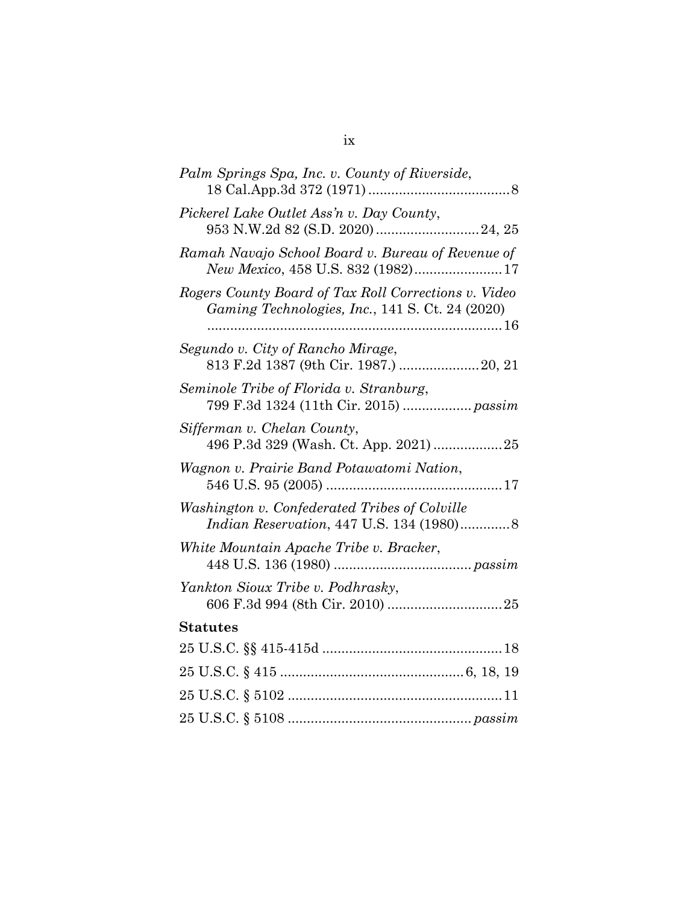*Palm Springs Spa, Inc. v. County of Riverside*, 18 Cal.App.3d 372 (1971) .................................... 8

*Pickerel Lake Outlet Ass'n v. Day County*, 953 N.W.2d 82 (S.D. 2020) .......................... 24, 25

*Ramah Navajo School Board v. Bureau of Revenue of New Mexico*, 458 U.S. 832 (1982) ...................... 17

*Rogers County Board of Tax Roll Corrections v. Video Gaming Technologies, Inc.*, 141 S. Ct. 24 (2020) ............................................................................ 16

*Segundo v. City of Rancho Mirage*, 813 F.2d 1387 (9th Cir. 1987.) .................... 20, 21

*Seminole Tribe of Florida v. Stranburg*, 799 F.3d 1324 (11th Cir. 2015) ................. *passim*

*Sifferman v. Chelan County*, 496 P.3d 329 (Wash. Ct. App. 2021) ................. 25

*Wagnon v. Prairie Band Potawatomi Nation*, 546 U.S. 95 (2005) ............................................. 17

*Washington v. Confederated Tribes of Colville Indian Reservation*, 447 U.S. 134 (1980) ............ 8

*White Mountain Apache Tribe v. Bracker*, 448 U.S. 136 (1980) ................................... *passim*

*Yankton Sioux Tribe v. Podhrasky*, 606 F.3d 994 (8th Cir. 2010) ............................. 25

**Statutes**

25 U.S.C. §§ 415-415d .............................................. 18

25 U.S.C. § 415 ............................................... 6, 18, 19

25 U.S.C. § 5102 ...................................................... 11

25 U.S.C. § 5108 ............................................... *passim*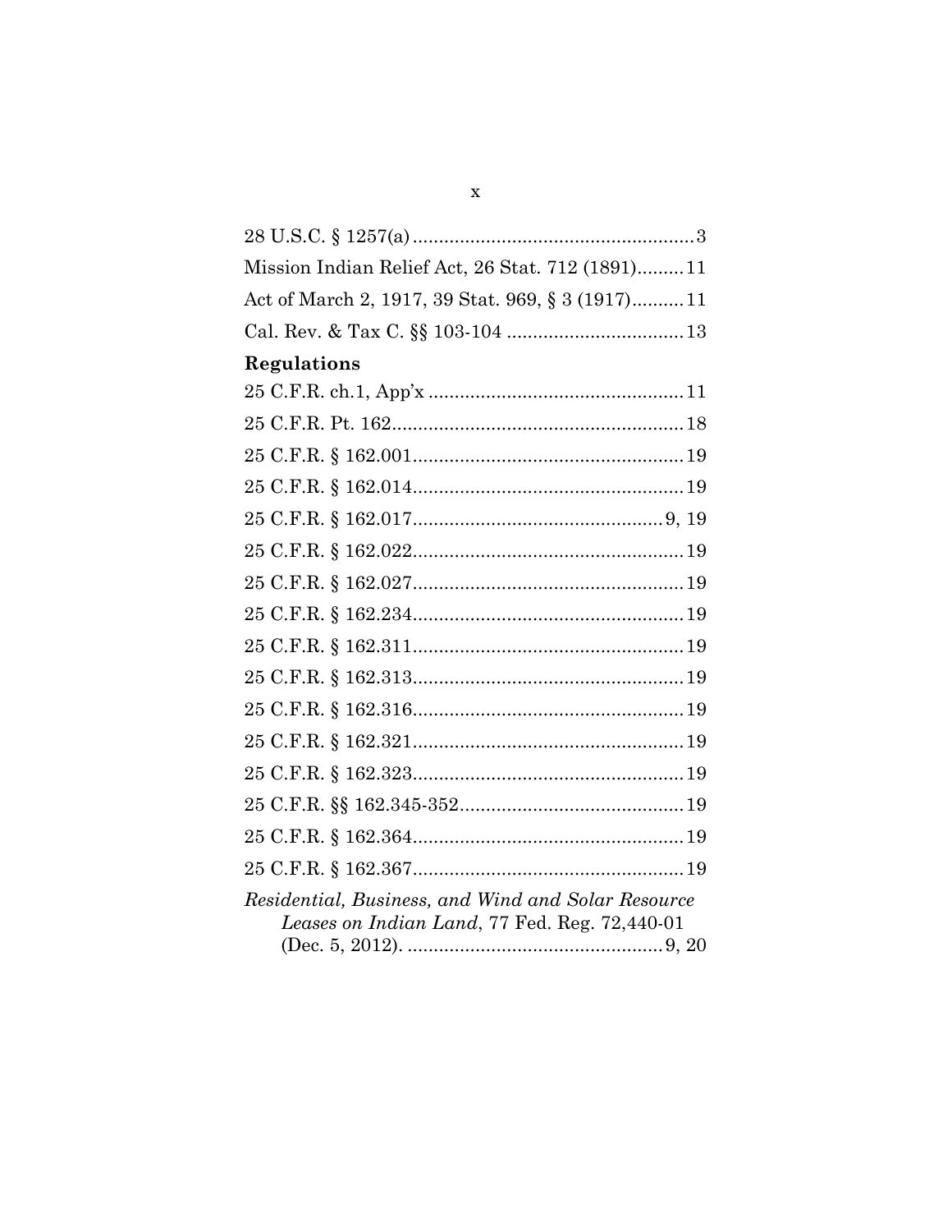28 U.S.C. § 1257(a) ...................................................... 3

Mission Indian Relief Act, 26 Stat. 712 (1891) ......... 11

Act of March 2, 1917, 39 Stat. 969, § 3 (1917) .......... 11

Cal. Rev. & Tax C. §§ 103-104 ................................. 13

**Regulations**

25 C.F.R. ch.1, App'x ................................................ 11

25 C.F.R. Pt. 162 ....................................................... 18

25 C.F.R. § 162.001 .................................................... 19

25 C.F.R. § 162.014 .................................................... 19

25 C.F.R. § 162.017 ................................................ 9, 19

25 C.F.R. § 162.022 .................................................... 19

25 C.F.R. § 162.027 .................................................... 19

25 C.F.R. § 162.234 .................................................... 19

25 C.F.R. § 162.311 .................................................... 19

25 C.F.R. § 162.313 .................................................... 19

25 C.F.R. § 162.316 .................................................... 19

25 C.F.R. § 162.321 .................................................... 19

25 C.F.R. § 162.323 .................................................... 19

25 C.F.R. §§ 162.345-352 ........................................... 19

25 C.F.R. § 162.364 .................................................... 19

25 C.F.R. § 162.367 .................................................... 19

*Residential, Business, and Wind and Solar Resource Leases on Indian Land*, 77 Fed. Reg. 72,440-01 (Dec. 5, 2012). ................................................. 9, 20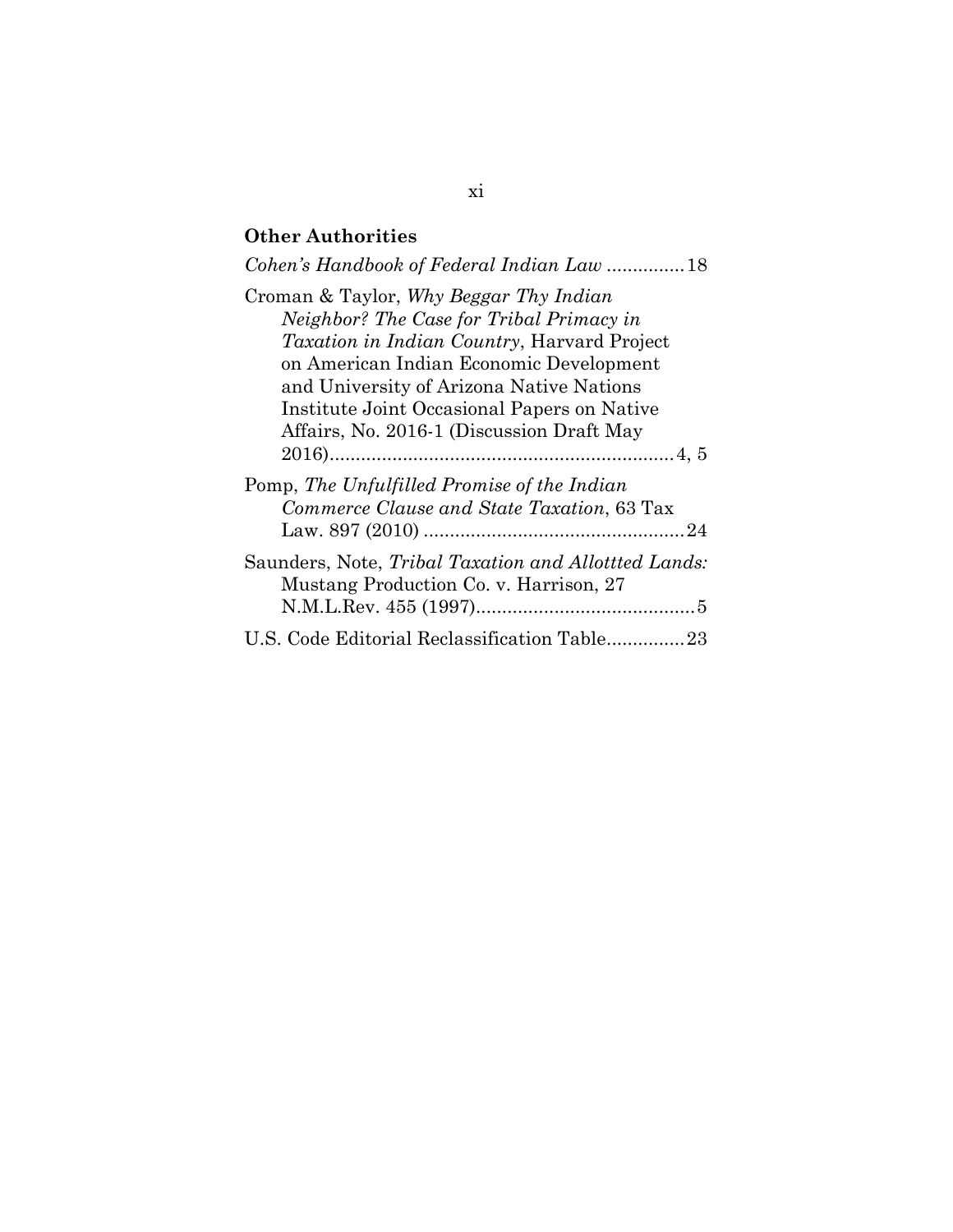**Other Authorities**

*Cohen's Handbook of Federal Indian Law* ...............18

Croman & Taylor, *Why Beggar Thy Indian Neighbor? The Case for Tribal Primacy in Taxation in Indian Country*, Harvard Project on American Indian Economic Development and University of Arizona Native Nations Institute Joint Occasional Papers on Native Affairs, No. 2016-1 (Discussion Draft May 2016)...................................................................4, 5

Pomp, *The Unfulfilled Promise of the Indian Commerce Clause and State Taxation*, 63 Tax Law. 897 (2010) ..................................................24

Saunders, Note, *Tribal Taxation and Allottted Lands:* Mustang Production Co. v. Harrison, 27 N.M.L.Rev. 455 (1997)..........................................5

U.S. Code Editorial Reclassification Table...............23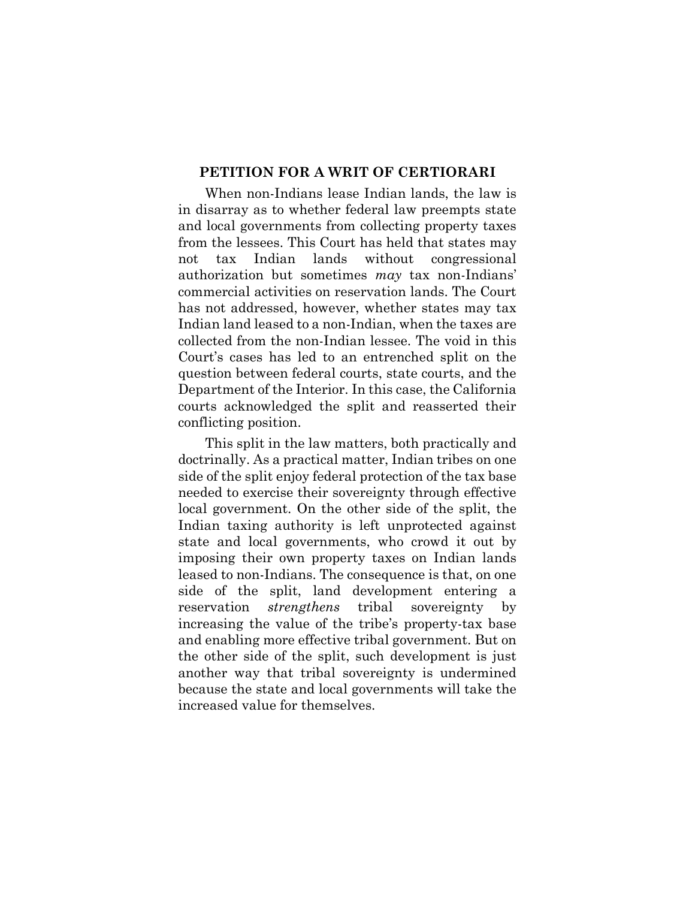## PETITION FOR A WRIT OF CERTIORARI

When non-Indians lease Indian lands, the law is in disarray as to whether federal law preempts state and local governments from collecting property taxes from the lessees. This Court has held that states may not tax Indian lands without congressional authorization but sometimes *may* tax non-Indians' commercial activities on reservation lands. The Court has not addressed, however, whether states may tax Indian land leased to a non-Indian, when the taxes are collected from the non-Indian lessee. The void in this Court's cases has led to an entrenched split on the question between federal courts, state courts, and the Department of the Interior. In this case, the California courts acknowledged the split and reasserted their conflicting position.

This split in the law matters, both practically and doctrinally. As a practical matter, Indian tribes on one side of the split enjoy federal protection of the tax base needed to exercise their sovereignty through effective local government. On the other side of the split, the Indian taxing authority is left unprotected against state and local governments, who crowd it out by imposing their own property taxes on Indian lands leased to non-Indians. The consequence is that, on one side of the split, land development entering a reservation *strengthens* tribal sovereignty by increasing the value of the tribe's property-tax base and enabling more effective tribal government. But on the other side of the split, such development is just another way that tribal sovereignty is undermined because the state and local governments will take the increased value for themselves.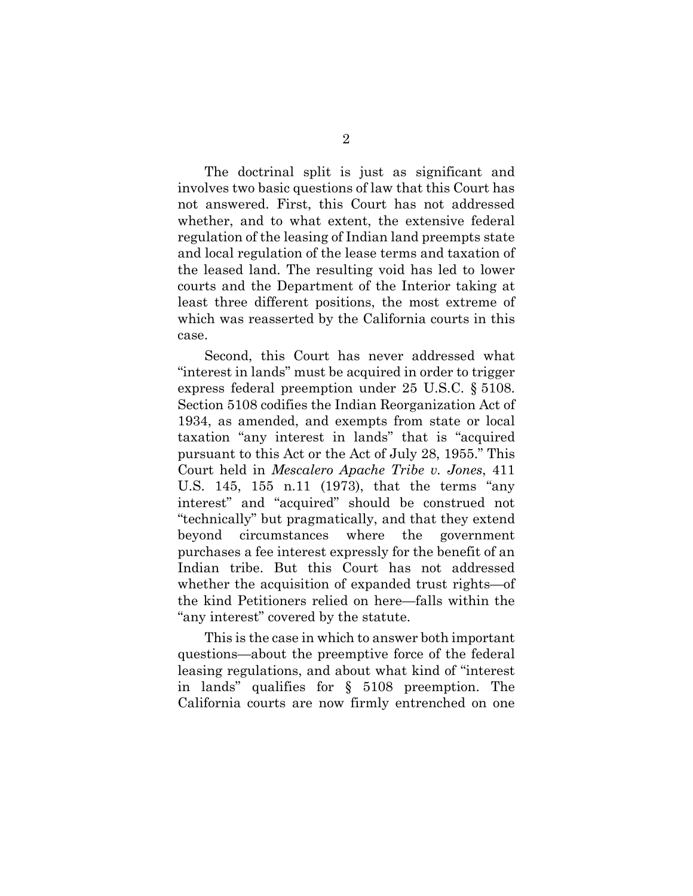The doctrinal split is just as significant and involves two basic questions of law that this Court has not answered. First, this Court has not addressed whether, and to what extent, the extensive federal regulation of the leasing of Indian land preempts state and local regulation of the lease terms and taxation of the leased land. The resulting void has led to lower courts and the Department of the Interior taking at least three different positions, the most extreme of which was reasserted by the California courts in this case.

Second, this Court has never addressed what "interest in lands" must be acquired in order to trigger express federal preemption under 25 U.S.C. § 5108. Section 5108 codifies the Indian Reorganization Act of 1934, as amended, and exempts from state or local taxation "any interest in lands" that is "acquired pursuant to this Act or the Act of July 28, 1955." This Court held in *Mescalero Apache Tribe v. Jones*, 411 U.S. 145, 155 n.11 (1973), that the terms "any interest" and "acquired" should be construed not "technically" but pragmatically, and that they extend beyond circumstances where the government purchases a fee interest expressly for the benefit of an Indian tribe. But this Court has not addressed whether the acquisition of expanded trust rights—of the kind Petitioners relied on here—falls within the "any interest" covered by the statute.

This is the case in which to answer both important questions—about the preemptive force of the federal leasing regulations, and about what kind of "interest in lands" qualifies for § 5108 preemption. The California courts are now firmly entrenched on one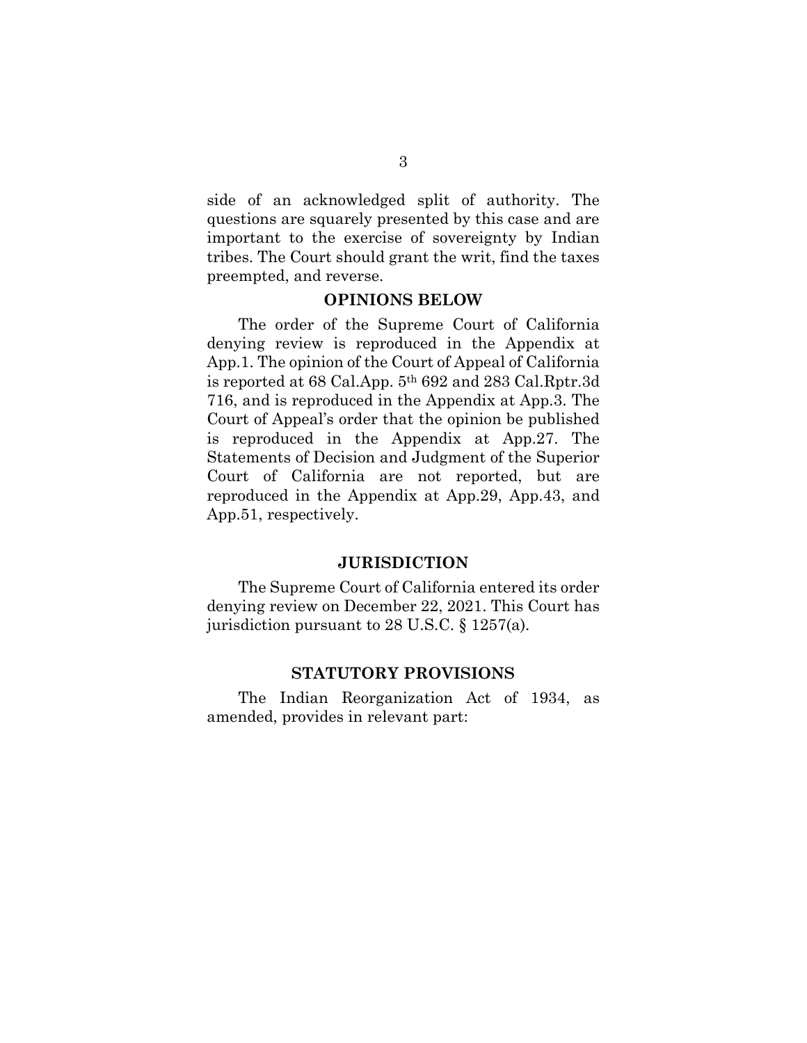side of an acknowledged split of authority. The questions are squarely presented by this case and are important to the exercise of sovereignty by Indian tribes. The Court should grant the writ, find the taxes preempted, and reverse.

## OPINIONS BELOW

The order of the Supreme Court of California denying review is reproduced in the Appendix at App.1. The opinion of the Court of Appeal of California is reported at 68 Cal.App. 5th 692 and 283 Cal.Rptr.3d 716, and is reproduced in the Appendix at App.3. The Court of Appeal's order that the opinion be published is reproduced in the Appendix at App.27. The Statements of Decision and Judgment of the Superior Court of California are not reported, but are reproduced in the Appendix at App.29, App.43, and App.51, respectively.

## JURISDICTION

The Supreme Court of California entered its order denying review on December 22, 2021. This Court has jurisdiction pursuant to 28 U.S.C. § 1257(a).

## STATUTORY PROVISIONS

The Indian Reorganization Act of 1934, as amended, provides in relevant part: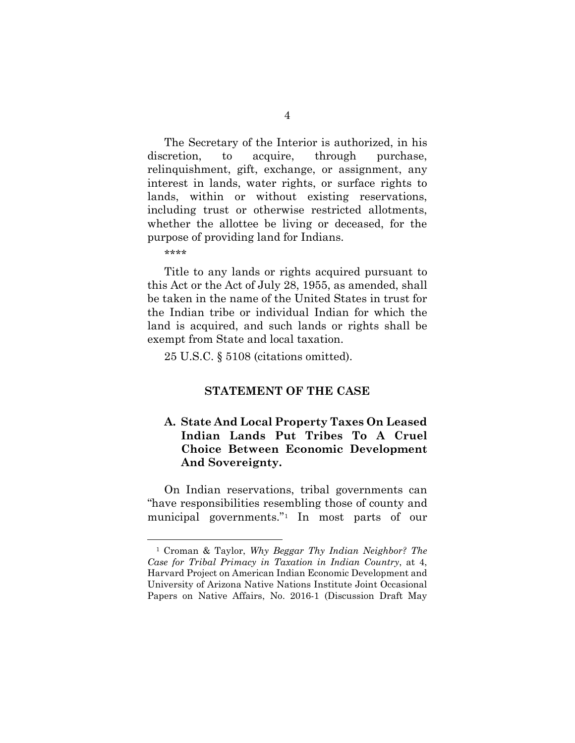The Secretary of the Interior is authorized, in his discretion, to acquire, through purchase, relinquishment, gift, exchange, or assignment, any interest in lands, water rights, or surface rights to lands, within or without existing reservations, including trust or otherwise restricted allotments, whether the allottee be living or deceased, for the purpose of providing land for Indians.

****

Title to any lands or rights acquired pursuant to this Act or the Act of July 28, 1955, as amended, shall be taken in the name of the United States in trust for the Indian tribe or individual Indian for which the land is acquired, and such lands or rights shall be exempt from State and local taxation.

25 U.S.C. § 5108 (citations omitted).

## STATEMENT OF THE CASE

### A. State And Local Property Taxes On Leased Indian Lands Put Tribes To A Cruel Choice Between Economic Development And Sovereignty.

On Indian reservations, tribal governments can "have responsibilities resembling those of county and municipal governments."[1] In most parts of our

---

[1] Croman & Taylor, *Why Beggar Thy Indian Neighbor? The Case for Tribal Primacy in Taxation in Indian Country*, at 4, Harvard Project on American Indian Economic Development and University of Arizona Native Nations Institute Joint Occasional Papers on Native Affairs, No. 2016-1 (Discussion Draft May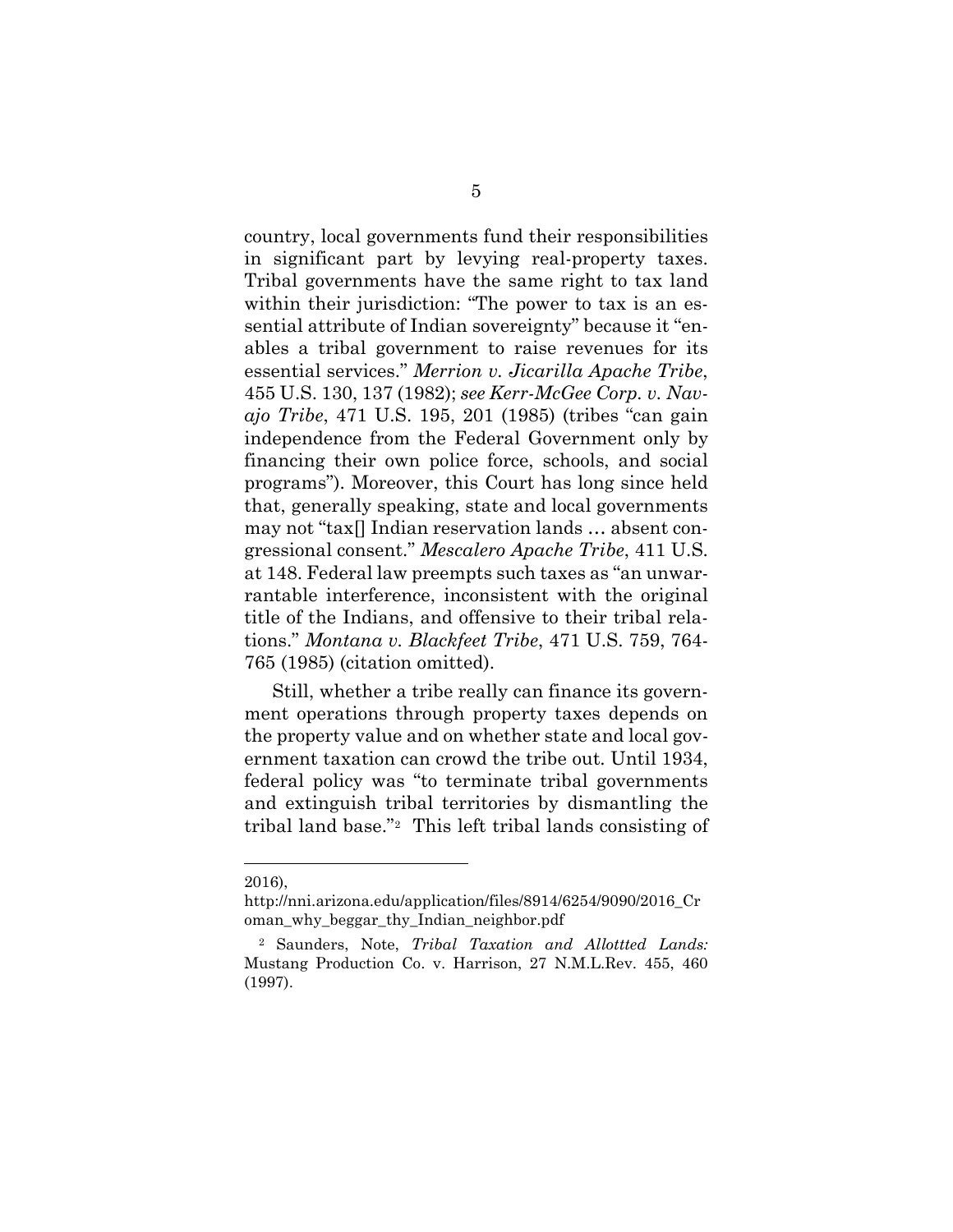country, local governments fund their responsibilities in significant part by levying real-property taxes. Tribal governments have the same right to tax land within their jurisdiction: "The power to tax is an essential attribute of Indian sovereignty" because it "enables a tribal government to raise revenues for its essential services." *Merrion v. Jicarilla Apache Tribe*, 455 U.S. 130, 137 (1982); *see Kerr-McGee Corp. v. Navajo Tribe*, 471 U.S. 195, 201 (1985) (tribes "can gain independence from the Federal Government only by financing their own police force, schools, and social programs"). Moreover, this Court has long since held that, generally speaking, state and local governments may not "tax[] Indian reservation lands … absent congressional consent." *Mescalero Apache Tribe*, 411 U.S. at 148. Federal law preempts such taxes as "an unwarrantable interference, inconsistent with the original title of the Indians, and offensive to their tribal relations." *Montana v. Blackfeet Tribe*, 471 U.S. 759, 764-765 (1985) (citation omitted).

Still, whether a tribe really can finance its government operations through property taxes depends on the property value and on whether state and local government taxation can crowd the tribe out. Until 1934, federal policy was "to terminate tribal governments and extinguish tribal territories by dismantling the tribal land base."[2] This left tribal lands consisting of

---

2016), http://nni.arizona.edu/application/files/8914/6254/9090/2016_Croman_why_beggar_thy_Indian_neighbor.pdf

[2] Saunders, Note, *Tribal Taxation and Allottted Lands:* Mustang Production Co. v. Harrison, 27 N.M.L.Rev. 455, 460 (1997).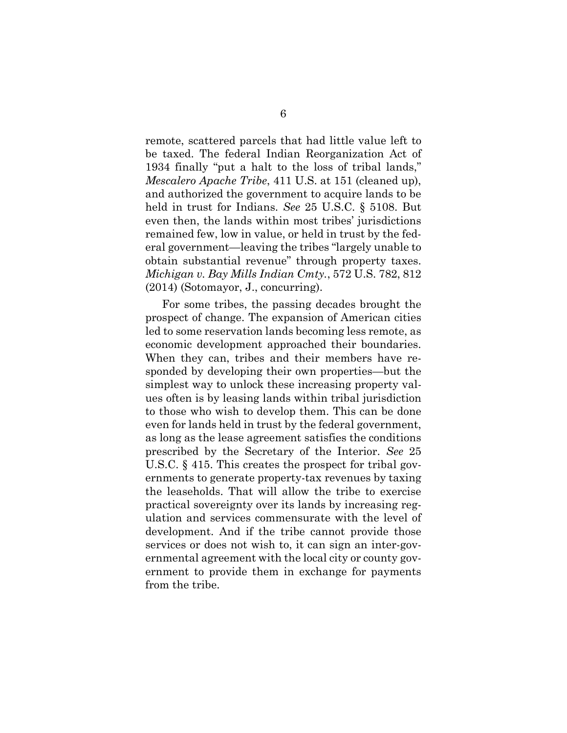remote, scattered parcels that had little value left to be taxed. The federal Indian Reorganization Act of 1934 finally "put a halt to the loss of tribal lands," *Mescalero Apache Tribe*, 411 U.S. at 151 (cleaned up), and authorized the government to acquire lands to be held in trust for Indians. *See* 25 U.S.C. § 5108. But even then, the lands within most tribes' jurisdictions remained few, low in value, or held in trust by the federal government—leaving the tribes "largely unable to obtain substantial revenue" through property taxes. *Michigan v. Bay Mills Indian Cmty.*, 572 U.S. 782, 812 (2014) (Sotomayor, J., concurring).

For some tribes, the passing decades brought the prospect of change. The expansion of American cities led to some reservation lands becoming less remote, as economic development approached their boundaries. When they can, tribes and their members have responded by developing their own properties—but the simplest way to unlock these increasing property values often is by leasing lands within tribal jurisdiction to those who wish to develop them. This can be done even for lands held in trust by the federal government, as long as the lease agreement satisfies the conditions prescribed by the Secretary of the Interior. *See* 25 U.S.C. § 415. This creates the prospect for tribal governments to generate property-tax revenues by taxing the leaseholds. That will allow the tribe to exercise practical sovereignty over its lands by increasing regulation and services commensurate with the level of development. And if the tribe cannot provide those services or does not wish to, it can sign an inter-governmental agreement with the local city or county government to provide them in exchange for payments from the tribe.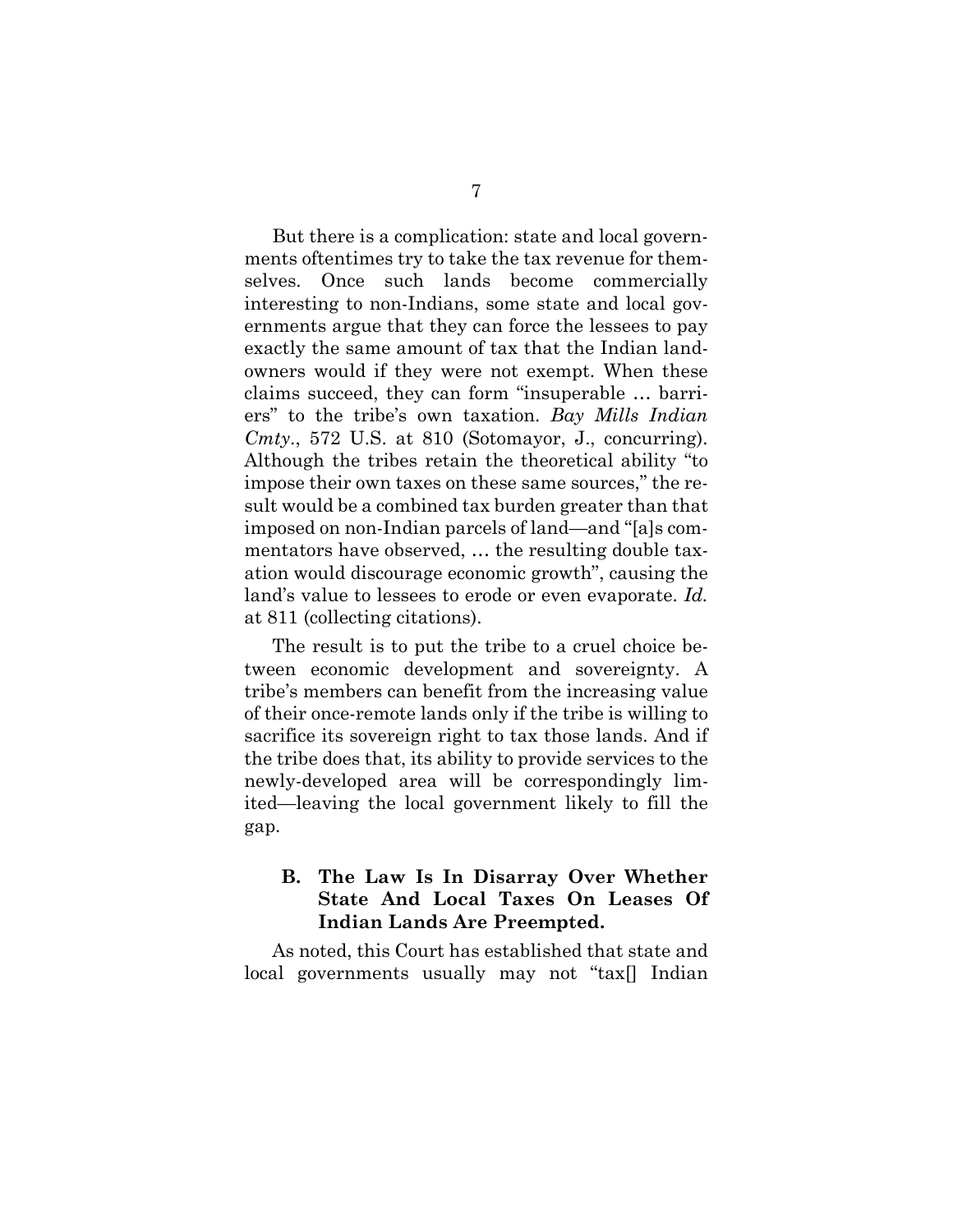But there is a complication: state and local governments oftentimes try to take the tax revenue for themselves. Once such lands become commercially interesting to non-Indians, some state and local governments argue that they can force the lessees to pay exactly the same amount of tax that the Indian landowners would if they were not exempt. When these claims succeed, they can form "insuperable … barriers" to the tribe's own taxation. *Bay Mills Indian Cmty.*, 572 U.S. at 810 (Sotomayor, J., concurring). Although the tribes retain the theoretical ability "to impose their own taxes on these same sources," the result would be a combined tax burden greater than that imposed on non-Indian parcels of land—and "[a]s commentators have observed, … the resulting double taxation would discourage economic growth", causing the land's value to lessees to erode or even evaporate. *Id.* at 811 (collecting citations).

The result is to put the tribe to a cruel choice between economic development and sovereignty. A tribe's members can benefit from the increasing value of their once-remote lands only if the tribe is willing to sacrifice its sovereign right to tax those lands. And if the tribe does that, its ability to provide services to the newly-developed area will be correspondingly limited—leaving the local government likely to fill the gap.

### B. The Law Is In Disarray Over Whether State And Local Taxes On Leases Of Indian Lands Are Preempted.

As noted, this Court has established that state and local governments usually may not "tax[] Indian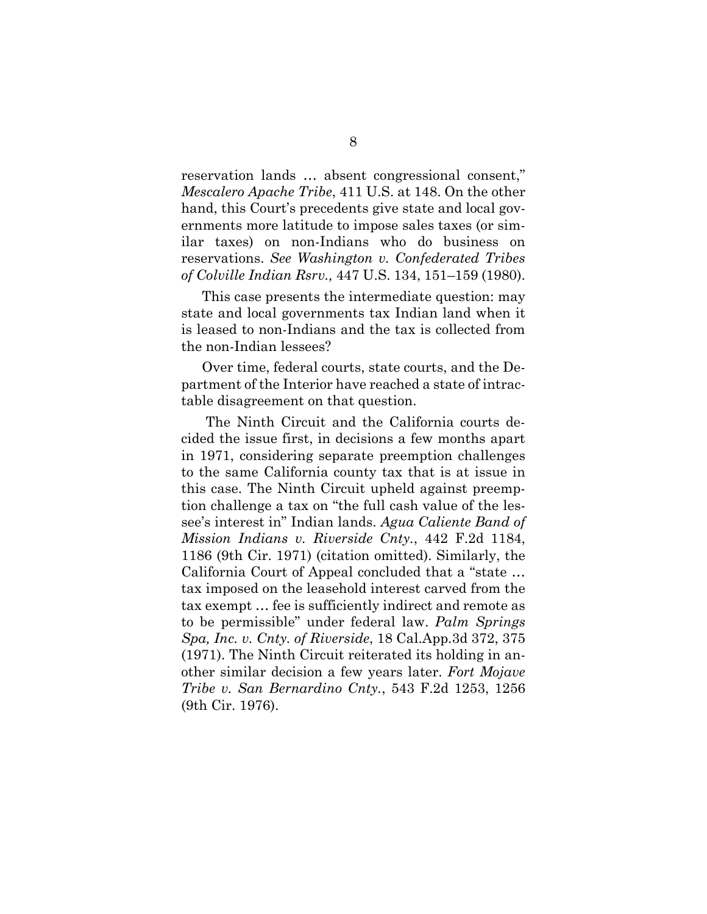reservation lands … absent congressional consent," *Mescalero Apache Tribe*, 411 U.S. at 148. On the other hand, this Court's precedents give state and local governments more latitude to impose sales taxes (or similar taxes) on non-Indians who do business on reservations. *See Washington v. Confederated Tribes of Colville Indian Rsrv.,* 447 U.S. 134, 151–159 (1980).

This case presents the intermediate question: may state and local governments tax Indian land when it is leased to non-Indians and the tax is collected from the non-Indian lessees?

Over time, federal courts, state courts, and the Department of the Interior have reached a state of intractable disagreement on that question.

The Ninth Circuit and the California courts decided the issue first, in decisions a few months apart in 1971, considering separate preemption challenges to the same California county tax that is at issue in this case. The Ninth Circuit upheld against preemption challenge a tax on "the full cash value of the lessee's interest in" Indian lands. *Agua Caliente Band of Mission Indians v. Riverside Cnty.*, 442 F.2d 1184, 1186 (9th Cir. 1971) (citation omitted). Similarly, the California Court of Appeal concluded that a "state … tax imposed on the leasehold interest carved from the tax exempt … fee is sufficiently indirect and remote as to be permissible" under federal law. *Palm Springs Spa, Inc. v. Cnty. of Riverside*, 18 Cal.App.3d 372, 375 (1971). The Ninth Circuit reiterated its holding in another similar decision a few years later. *Fort Mojave Tribe v. San Bernardino Cnty.*, 543 F.2d 1253, 1256 (9th Cir. 1976).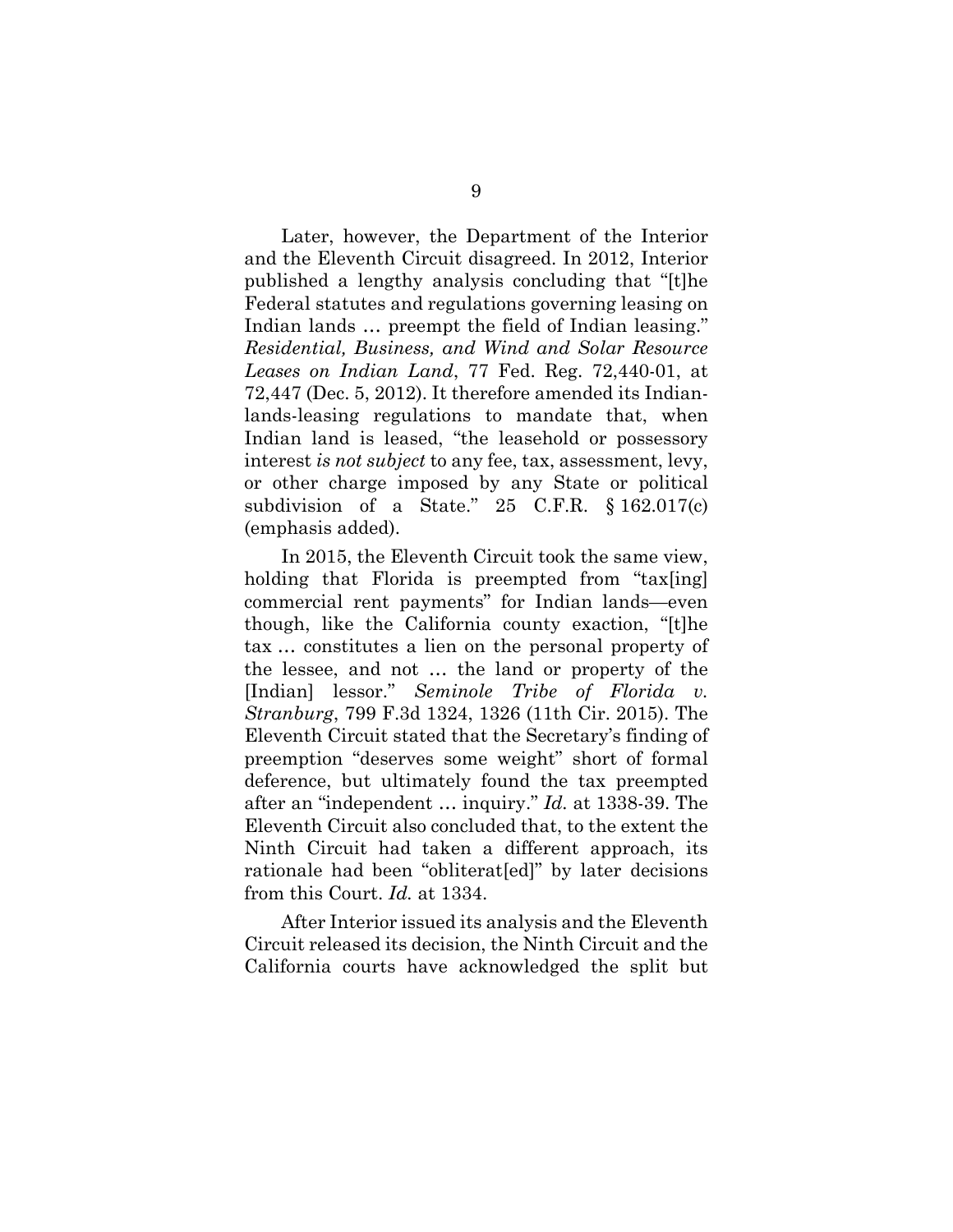Later, however, the Department of the Interior and the Eleventh Circuit disagreed. In 2012, Interior published a lengthy analysis concluding that "[t]he Federal statutes and regulations governing leasing on Indian lands … preempt the field of Indian leasing." *Residential, Business, and Wind and Solar Resource Leases on Indian Land*, 77 Fed. Reg. 72,440-01, at 72,447 (Dec. 5, 2012). It therefore amended its Indian-lands-leasing regulations to mandate that, when Indian land is leased, "the leasehold or possessory interest *is not subject* to any fee, tax, assessment, levy, or other charge imposed by any State or political subdivision of a State." 25 C.F.R. § 162.017(c) (emphasis added).

In 2015, the Eleventh Circuit took the same view, holding that Florida is preempted from "tax[ing] commercial rent payments" for Indian lands—even though, like the California county exaction, "[t]he tax … constitutes a lien on the personal property of the lessee, and not … the land or property of the [Indian] lessor." *Seminole Tribe of Florida v. Stranburg*, 799 F.3d 1324, 1326 (11th Cir. 2015). The Eleventh Circuit stated that the Secretary's finding of preemption "deserves some weight" short of formal deference, but ultimately found the tax preempted after an "independent … inquiry." *Id.* at 1338-39. The Eleventh Circuit also concluded that, to the extent the Ninth Circuit had taken a different approach, its rationale had been "obliterat[ed]" by later decisions from this Court. *Id.* at 1334.

After Interior issued its analysis and the Eleventh Circuit released its decision, the Ninth Circuit and the California courts have acknowledged the split but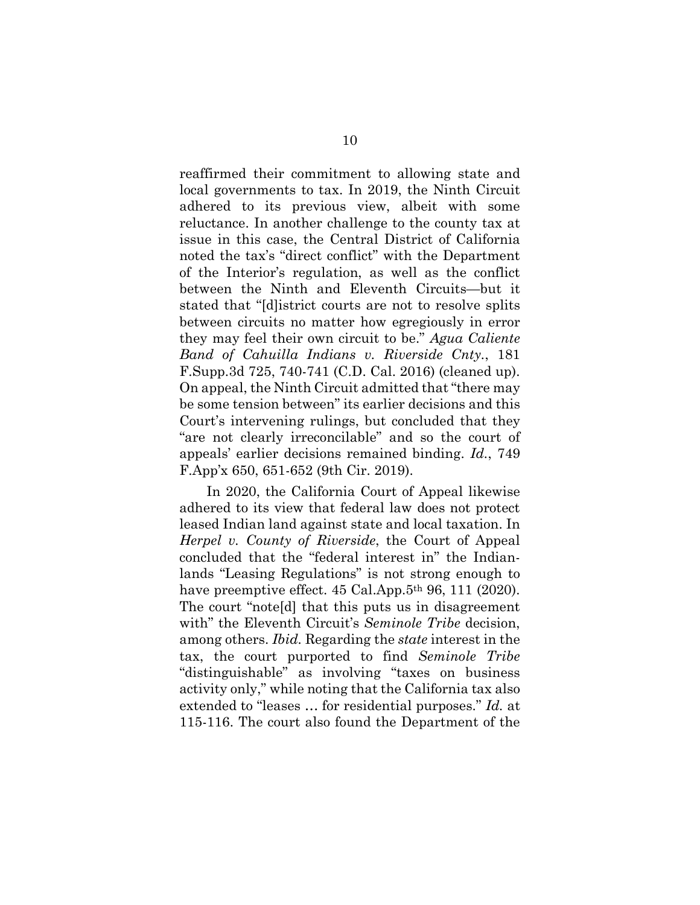reaffirmed their commitment to allowing state and local governments to tax. In 2019, the Ninth Circuit adhered to its previous view, albeit with some reluctance. In another challenge to the county tax at issue in this case, the Central District of California noted the tax's "direct conflict" with the Department of the Interior's regulation, as well as the conflict between the Ninth and Eleventh Circuits—but it stated that "[d]istrict courts are not to resolve splits between circuits no matter how egregiously in error they may feel their own circuit to be." *Agua Caliente Band of Cahuilla Indians v. Riverside Cnty.*, 181 F.Supp.3d 725, 740-741 (C.D. Cal. 2016) (cleaned up). On appeal, the Ninth Circuit admitted that "there may be some tension between" its earlier decisions and this Court's intervening rulings, but concluded that they "are not clearly irreconcilable" and so the court of appeals' earlier decisions remained binding. *Id.*, 749 F.App'x 650, 651-652 (9th Cir. 2019).

In 2020, the California Court of Appeal likewise adhered to its view that federal law does not protect leased Indian land against state and local taxation. In *Herpel v. County of Riverside*, the Court of Appeal concluded that the "federal interest in" the Indian-lands "Leasing Regulations" is not strong enough to have preemptive effect. 45 Cal.App.5th 96, 111 (2020). The court "note[d] that this puts us in disagreement with" the Eleventh Circuit's *Seminole Tribe* decision, among others. *Ibid.* Regarding the *state* interest in the tax, the court purported to find *Seminole Tribe* "distinguishable" as involving "taxes on business activity only," while noting that the California tax also extended to "leases … for residential purposes." *Id.* at 115-116. The court also found the Department of the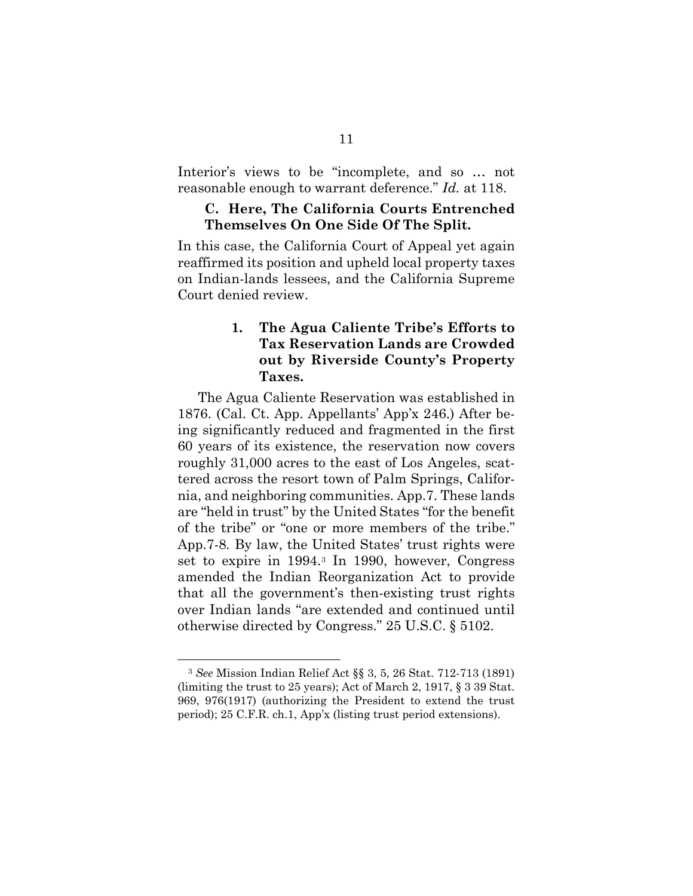Interior's views to be "incomplete, and so … not reasonable enough to warrant deference." *Id.* at 118.

### C. Here, The California Courts Entrenched Themselves On One Side Of The Split.

In this case, the California Court of Appeal yet again reaffirmed its position and upheld local property taxes on Indian-lands lessees, and the California Supreme Court denied review.

#### 1. The Agua Caliente Tribe's Efforts to Tax Reservation Lands are Crowded out by Riverside County's Property Taxes.

The Agua Caliente Reservation was established in 1876. (Cal. Ct. App. Appellants' App'x 246.) After being significantly reduced and fragmented in the first 60 years of its existence, the reservation now covers roughly 31,000 acres to the east of Los Angeles, scattered across the resort town of Palm Springs, California, and neighboring communities. App.7. These lands are "held in trust" by the United States "for the benefit of the tribe" or "one or more members of the tribe." App.7-8. By law, the United States' trust rights were set to expire in 1994.[3] In 1990, however, Congress amended the Indian Reorganization Act to provide that all the government's then-existing trust rights over Indian lands "are extended and continued until otherwise directed by Congress." 25 U.S.C. § 5102.

---

[3] *See* Mission Indian Relief Act §§ 3, 5, 26 Stat. 712-713 (1891) (limiting the trust to 25 years); Act of March 2, 1917, § 3 39 Stat. 969, 976(1917) (authorizing the President to extend the trust period); 25 C.F.R. ch.1, App'x (listing trust period extensions).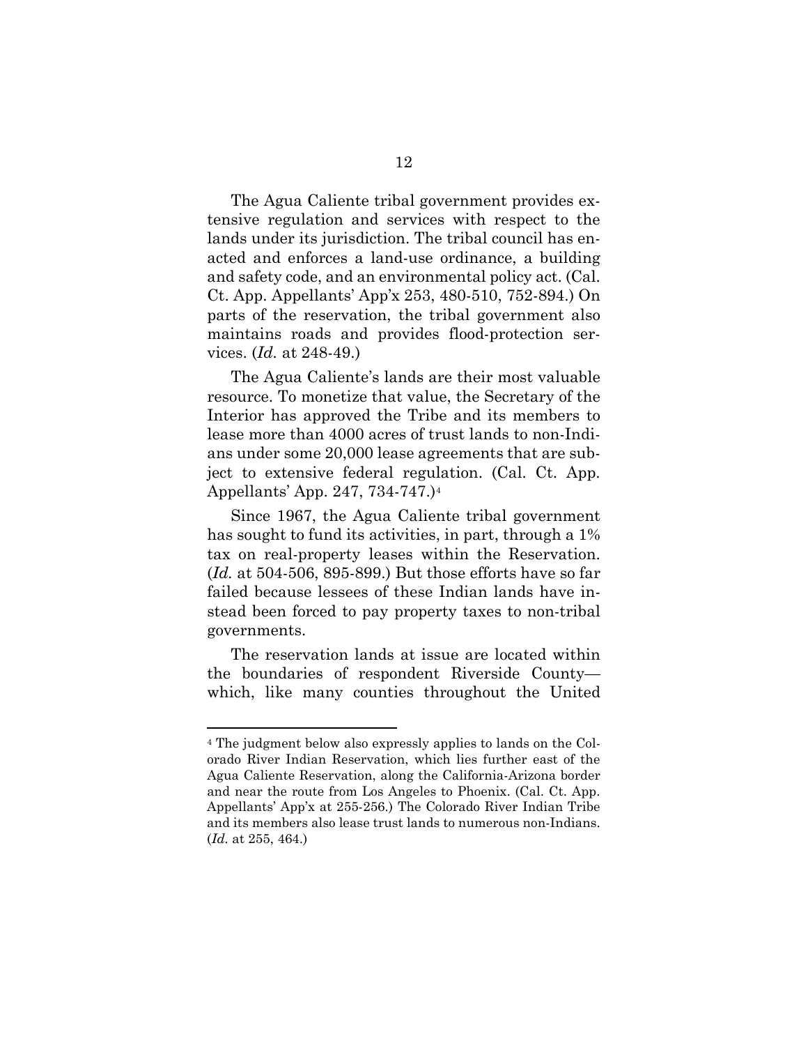The Agua Caliente tribal government provides extensive regulation and services with respect to the lands under its jurisdiction. The tribal council has enacted and enforces a land-use ordinance, a building and safety code, and an environmental policy act. (Cal. Ct. App. Appellants' App'x 253, 480-510, 752-894.) On parts of the reservation, the tribal government also maintains roads and provides flood-protection services. (*Id.* at 248-49.)

The Agua Caliente's lands are their most valuable resource. To monetize that value, the Secretary of the Interior has approved the Tribe and its members to lease more than 4000 acres of trust lands to non-Indians under some 20,000 lease agreements that are subject to extensive federal regulation. (Cal. Ct. App. Appellants' App. 247, 734-747.)[4]

Since 1967, the Agua Caliente tribal government has sought to fund its activities, in part, through a 1% tax on real-property leases within the Reservation. (*Id.* at 504-506, 895-899.) But those efforts have so far failed because lessees of these Indian lands have instead been forced to pay property taxes to non-tribal governments.

The reservation lands at issue are located within the boundaries of respondent Riverside County—which, like many counties throughout the United

---

[4] The judgment below also expressly applies to lands on the Colorado River Indian Reservation, which lies further east of the Agua Caliente Reservation, along the California-Arizona border and near the route from Los Angeles to Phoenix. (Cal. Ct. App. Appellants' App'x at 255-256.) The Colorado River Indian Tribe and its members also lease trust lands to numerous non-Indians. (*Id.* at 255, 464.)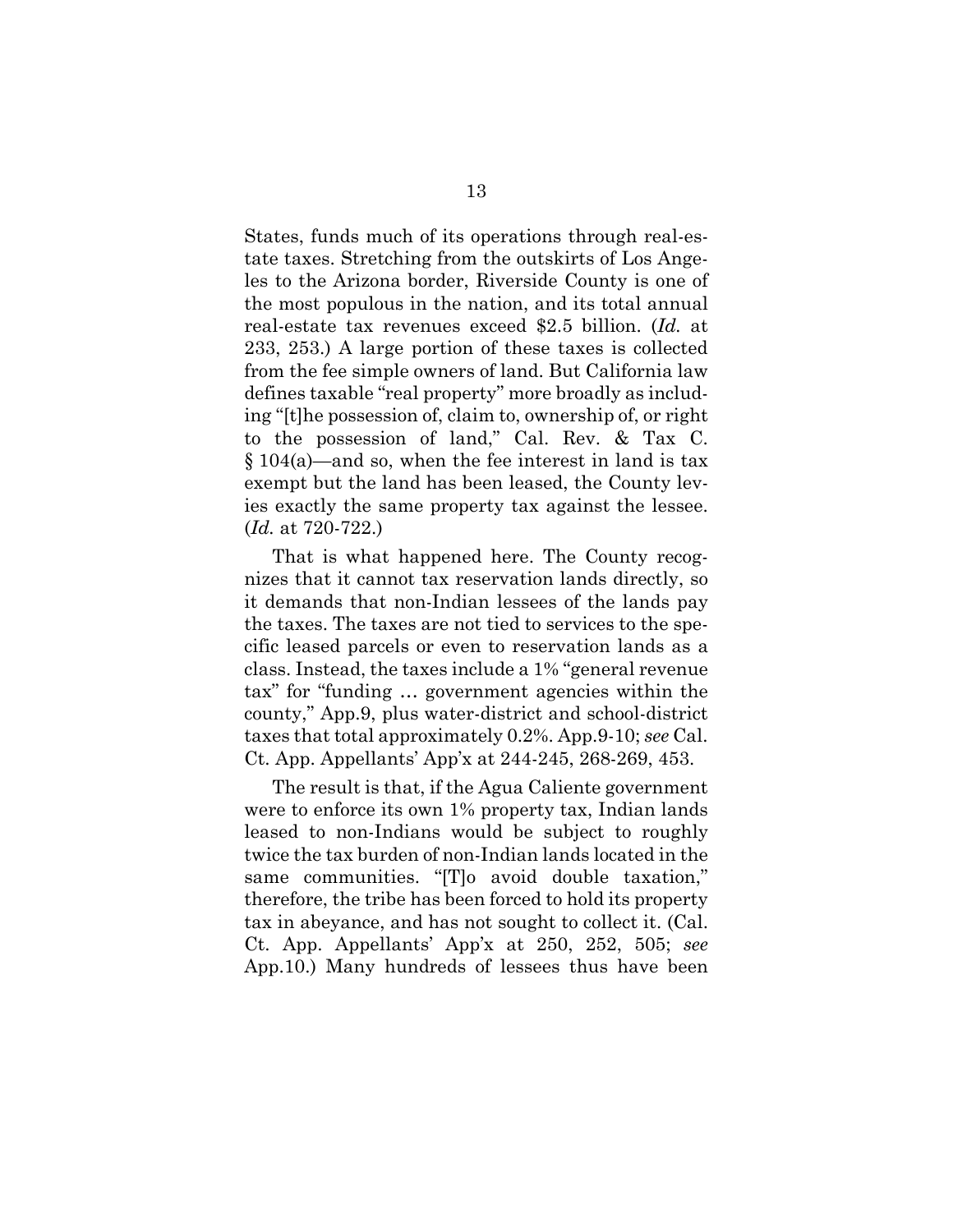States, funds much of its operations through real-estate taxes. Stretching from the outskirts of Los Angeles to the Arizona border, Riverside County is one of the most populous in the nation, and its total annual real-estate tax revenues exceed \$2.5 billion. (*Id.* at 233, 253.) A large portion of these taxes is collected from the fee simple owners of land. But California law defines taxable "real property" more broadly as including "[t]he possession of, claim to, ownership of, or right to the possession of land," Cal. Rev. & Tax C. § 104(a)—and so, when the fee interest in land is tax exempt but the land has been leased, the County levies exactly the same property tax against the lessee. (*Id.* at 720-722.)

That is what happened here. The County recognizes that it cannot tax reservation lands directly, so it demands that non-Indian lessees of the lands pay the taxes. The taxes are not tied to services to the specific leased parcels or even to reservation lands as a class. Instead, the taxes include a 1% "general revenue tax" for "funding … government agencies within the county," App.9, plus water-district and school-district taxes that total approximately 0.2%. App.9-10; *see* Cal. Ct. App. Appellants' App'x at 244-245, 268-269, 453.

The result is that, if the Agua Caliente government were to enforce its own 1% property tax, Indian lands leased to non-Indians would be subject to roughly twice the tax burden of non-Indian lands located in the same communities. "[T]o avoid double taxation," therefore, the tribe has been forced to hold its property tax in abeyance, and has not sought to collect it. (Cal. Ct. App. Appellants' App'x at 250, 252, 505; *see* App.10.) Many hundreds of lessees thus have been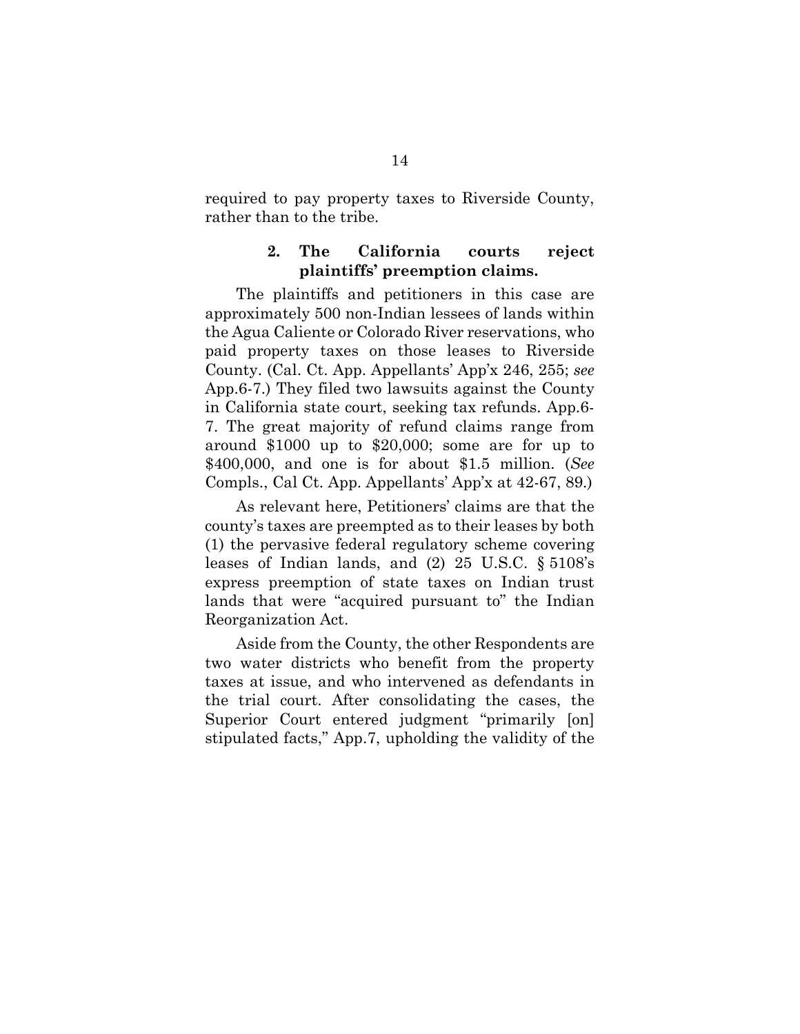required to pay property taxes to Riverside County, rather than to the tribe.

### 2. The California courts reject plaintiffs' preemption claims.

The plaintiffs and petitioners in this case are approximately 500 non-Indian lessees of lands within the Agua Caliente or Colorado River reservations, who paid property taxes on those leases to Riverside County. (Cal. Ct. App. Appellants' App'x 246, 255; *see* App.6-7.) They filed two lawsuits against the County in California state court, seeking tax refunds. App.6-7. The great majority of refund claims range from around $1000 up to $20,000; some are for up to $400,000, and one is for about $1.5 million. (*See* Compls., Cal Ct. App. Appellants' App'x at 42-67, 89.)

As relevant here, Petitioners' claims are that the county's taxes are preempted as to their leases by both (1) the pervasive federal regulatory scheme covering leases of Indian lands, and (2) 25 U.S.C. § 5108's express preemption of state taxes on Indian trust lands that were "acquired pursuant to" the Indian Reorganization Act.

Aside from the County, the other Respondents are two water districts who benefit from the property taxes at issue, and who intervened as defendants in the trial court. After consolidating the cases, the Superior Court entered judgment "primarily [on] stipulated facts," App.7, upholding the validity of the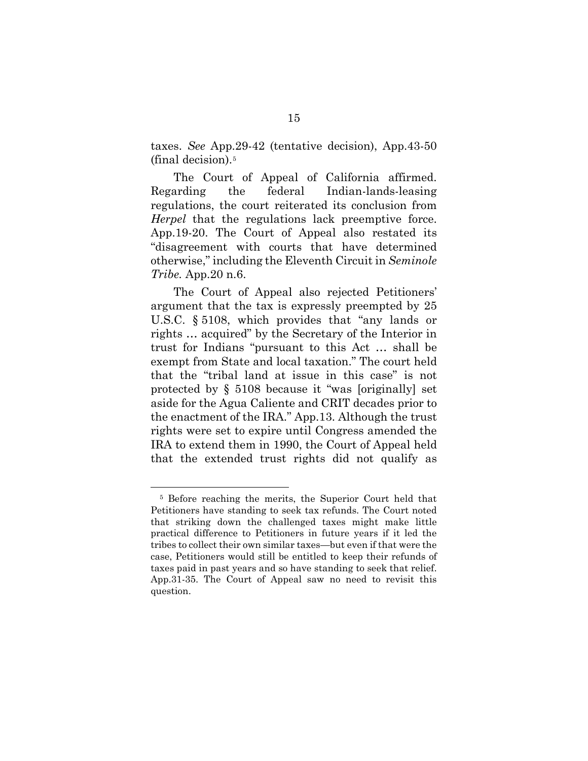taxes. *See* App.29-42 (tentative decision), App.43-50 (final decision).[5]

The Court of Appeal of California affirmed. Regarding the federal Indian-lands-leasing regulations, the court reiterated its conclusion from *Herpel* that the regulations lack preemptive force. App.19-20. The Court of Appeal also restated its "disagreement with courts that have determined otherwise," including the Eleventh Circuit in *Seminole Tribe.* App.20 n.6.

The Court of Appeal also rejected Petitioners' argument that the tax is expressly preempted by 25 U.S.C. § 5108, which provides that "any lands or rights … acquired" by the Secretary of the Interior in trust for Indians "pursuant to this Act … shall be exempt from State and local taxation." The court held that the "tribal land at issue in this case" is not protected by § 5108 because it "was [originally] set aside for the Agua Caliente and CRIT decades prior to the enactment of the IRA." App.13. Although the trust rights were set to expire until Congress amended the IRA to extend them in 1990, the Court of Appeal held that the extended trust rights did not qualify as

---

[5] Before reaching the merits, the Superior Court held that Petitioners have standing to seek tax refunds. The Court noted that striking down the challenged taxes might make little practical difference to Petitioners in future years if it led the tribes to collect their own similar taxes—but even if that were the case, Petitioners would still be entitled to keep their refunds of taxes paid in past years and so have standing to seek that relief. App.31-35. The Court of Appeal saw no need to revisit this question.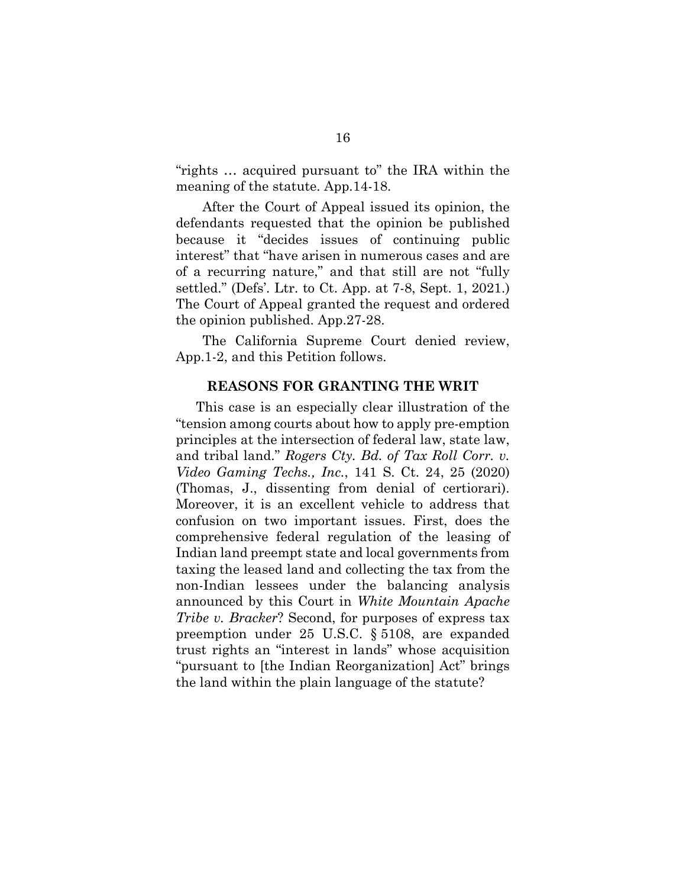"rights … acquired pursuant to" the IRA within the meaning of the statute. App.14-18.

After the Court of Appeal issued its opinion, the defendants requested that the opinion be published because it "decides issues of continuing public interest" that "have arisen in numerous cases and are of a recurring nature," and that still are not "fully settled." (Defs'. Ltr. to Ct. App. at 7-8, Sept. 1, 2021.) The Court of Appeal granted the request and ordered the opinion published. App.27-28.

The California Supreme Court denied review, App.1-2, and this Petition follows.

## REASONS FOR GRANTING THE WRIT

This case is an especially clear illustration of the "tension among courts about how to apply pre-emption principles at the intersection of federal law, state law, and tribal land." *Rogers Cty. Bd. of Tax Roll Corr. v. Video Gaming Techs., Inc.*, 141 S. Ct. 24, 25 (2020) (Thomas, J., dissenting from denial of certiorari). Moreover, it is an excellent vehicle to address that confusion on two important issues. First, does the comprehensive federal regulation of the leasing of Indian land preempt state and local governments from taxing the leased land and collecting the tax from the non-Indian lessees under the balancing analysis announced by this Court in *White Mountain Apache Tribe v. Bracker*? Second, for purposes of express tax preemption under 25 U.S.C. § 5108, are expanded trust rights an "interest in lands" whose acquisition "pursuant to [the Indian Reorganization] Act" brings the land within the plain language of the statute?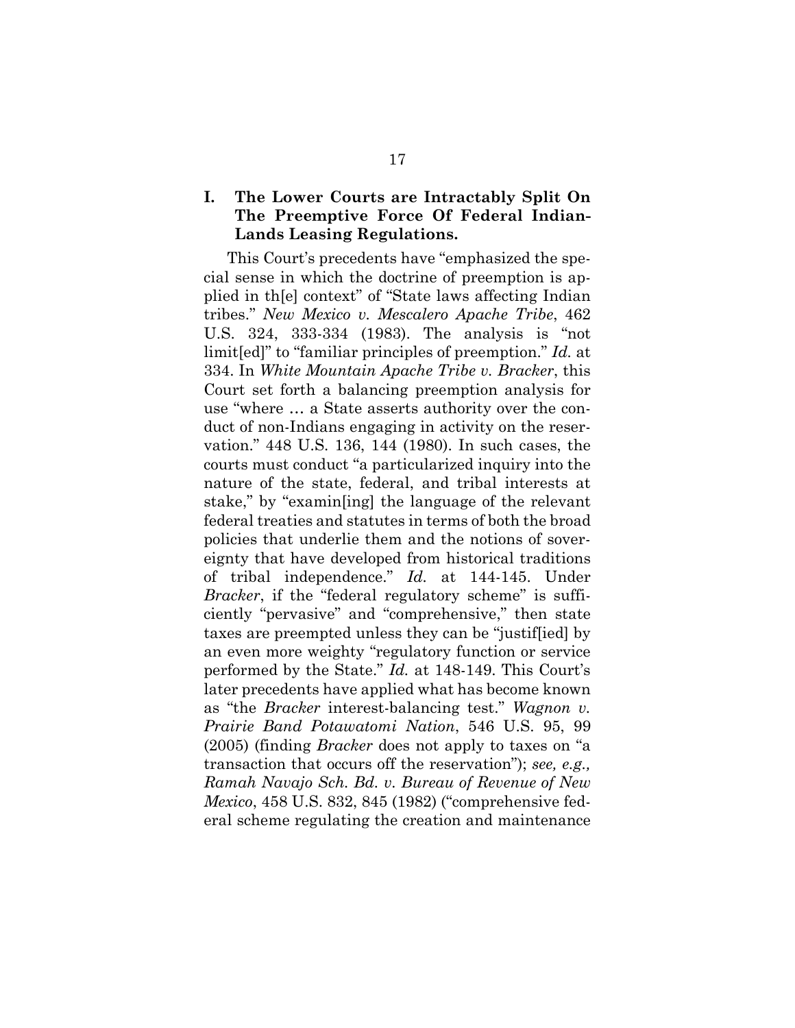## I. The Lower Courts are Intractably Split On The Preemptive Force Of Federal Indian-Lands Leasing Regulations.

This Court's precedents have "emphasized the special sense in which the doctrine of preemption is applied in th[e] context" of "State laws affecting Indian tribes." *New Mexico v. Mescalero Apache Tribe*, 462 U.S. 324, 333-334 (1983). The analysis is "not limit[ed]" to "familiar principles of preemption." *Id.* at 334. In *White Mountain Apache Tribe v. Bracker*, this Court set forth a balancing preemption analysis for use "where … a State asserts authority over the conduct of non-Indians engaging in activity on the reservation." 448 U.S. 136, 144 (1980). In such cases, the courts must conduct "a particularized inquiry into the nature of the state, federal, and tribal interests at stake," by "examin[ing] the language of the relevant federal treaties and statutes in terms of both the broad policies that underlie them and the notions of sovereignty that have developed from historical traditions of tribal independence." *Id.* at 144-145. Under *Bracker*, if the "federal regulatory scheme" is sufficiently "pervasive" and "comprehensive," then state taxes are preempted unless they can be "justif[ied] by an even more weighty "regulatory function or service performed by the State." *Id.* at 148-149. This Court's later precedents have applied what has become known as "the *Bracker* interest-balancing test." *Wagnon v. Prairie Band Potawatomi Nation*, 546 U.S. 95, 99 (2005) (finding *Bracker* does not apply to taxes on "a transaction that occurs off the reservation"); *see, e.g., Ramah Navajo Sch. Bd. v. Bureau of Revenue of New Mexico*, 458 U.S. 832, 845 (1982) ("comprehensive federal scheme regulating the creation and maintenance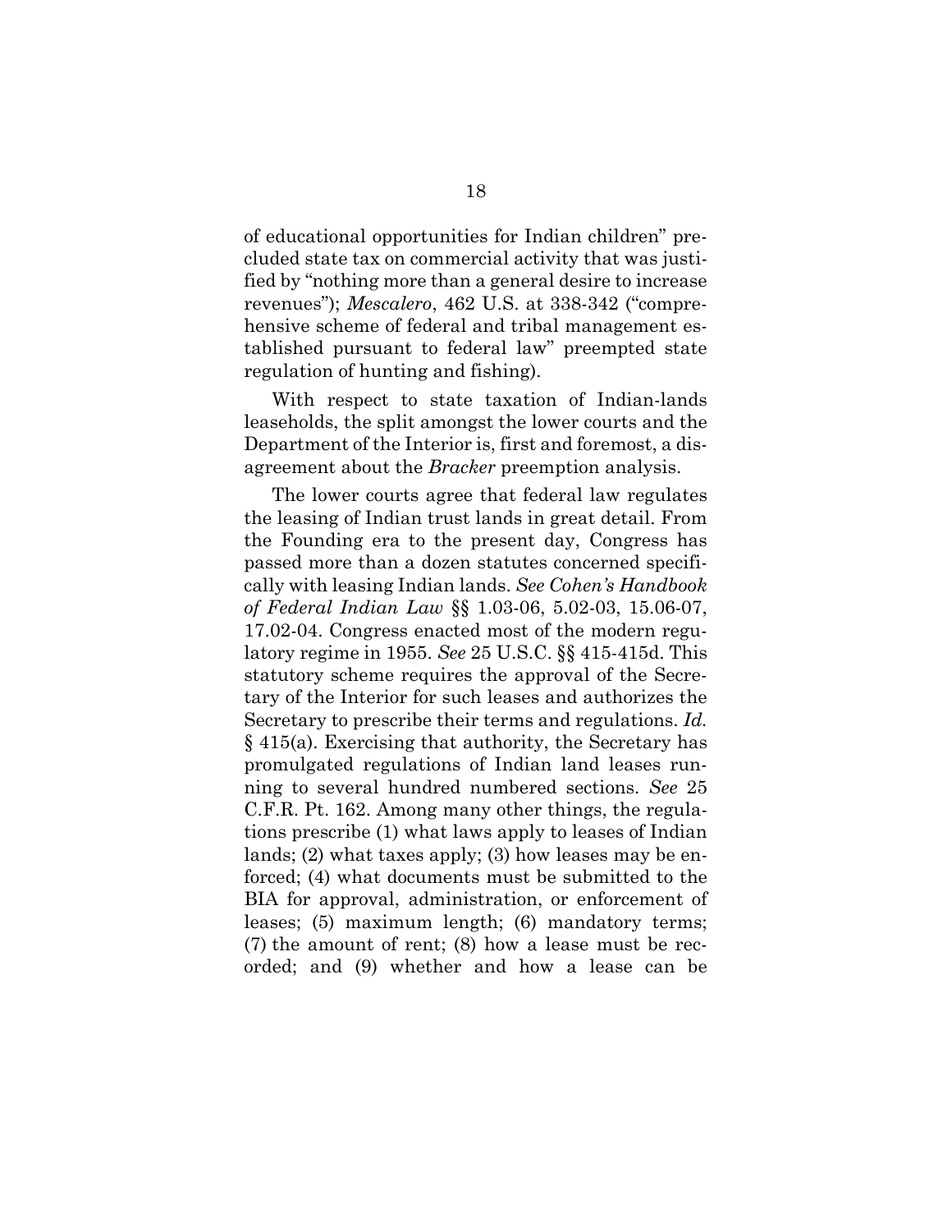of educational opportunities for Indian children" precluded state tax on commercial activity that was justified by "nothing more than a general desire to increase revenues"); *Mescalero*, 462 U.S. at 338-342 ("comprehensive scheme of federal and tribal management established pursuant to federal law" preempted state regulation of hunting and fishing).

With respect to state taxation of Indian-lands leaseholds, the split amongst the lower courts and the Department of the Interior is, first and foremost, a disagreement about the *Bracker* preemption analysis.

The lower courts agree that federal law regulates the leasing of Indian trust lands in great detail. From the Founding era to the present day, Congress has passed more than a dozen statutes concerned specifically with leasing Indian lands. *See Cohen's Handbook of Federal Indian Law* §§ 1.03-06, 5.02-03, 15.06-07, 17.02-04. Congress enacted most of the modern regulatory regime in 1955. *See* 25 U.S.C. §§ 415-415d. This statutory scheme requires the approval of the Secretary of the Interior for such leases and authorizes the Secretary to prescribe their terms and regulations. *Id.* § 415(a). Exercising that authority, the Secretary has promulgated regulations of Indian land leases running to several hundred numbered sections. *See* 25 C.F.R. Pt. 162. Among many other things, the regulations prescribe (1) what laws apply to leases of Indian lands; (2) what taxes apply; (3) how leases may be enforced; (4) what documents must be submitted to the BIA for approval, administration, or enforcement of leases; (5) maximum length; (6) mandatory terms; (7) the amount of rent; (8) how a lease must be recorded; and (9) whether and how a lease can be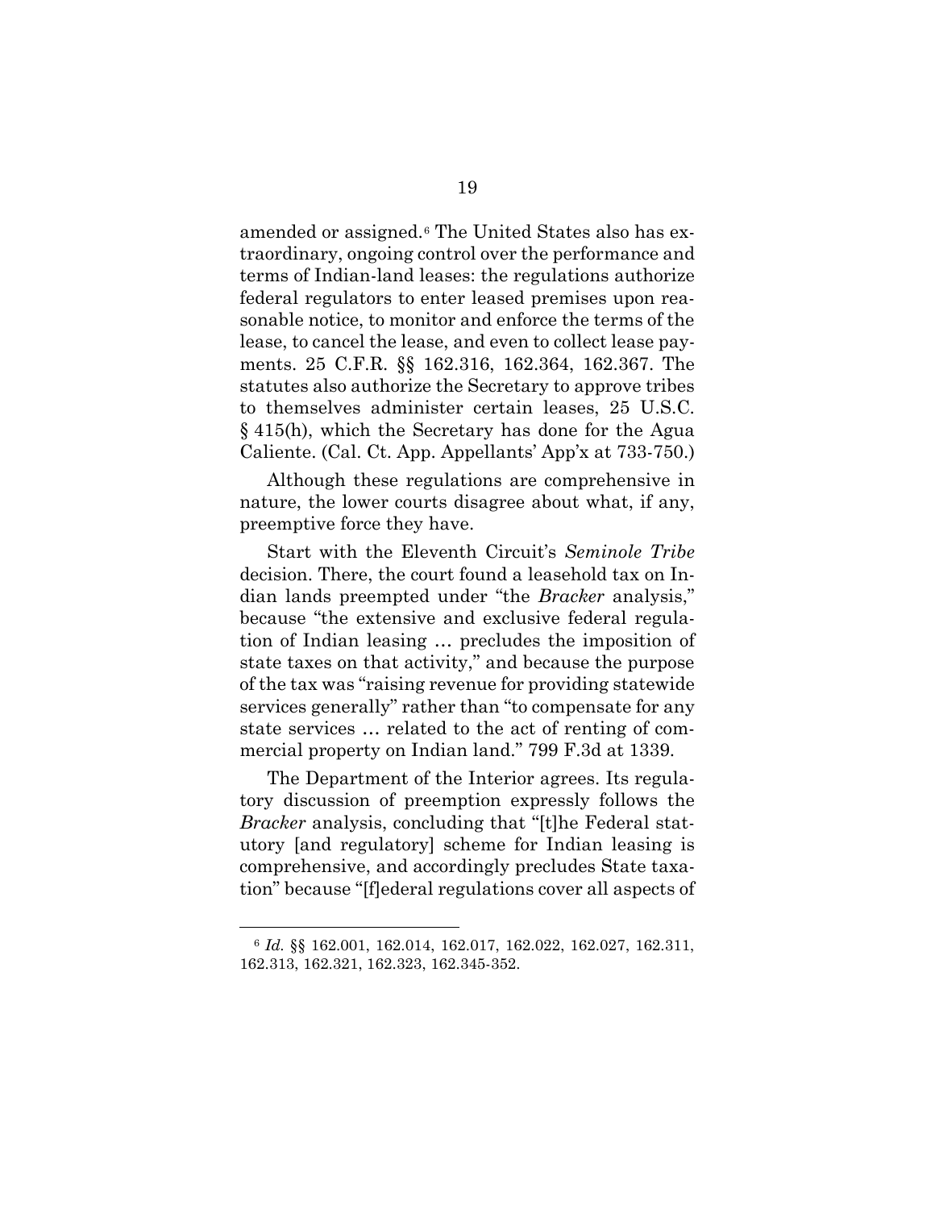amended or assigned.[6] The United States also has extraordinary, ongoing control over the performance and terms of Indian-land leases: the regulations authorize federal regulators to enter leased premises upon reasonable notice, to monitor and enforce the terms of the lease, to cancel the lease, and even to collect lease payments. 25 C.F.R. §§ 162.316, 162.364, 162.367. The statutes also authorize the Secretary to approve tribes to themselves administer certain leases, 25 U.S.C. § 415(h), which the Secretary has done for the Agua Caliente. (Cal. Ct. App. Appellants' App'x at 733-750.)

Although these regulations are comprehensive in nature, the lower courts disagree about what, if any, preemptive force they have.

Start with the Eleventh Circuit's *Seminole Tribe* decision. There, the court found a leasehold tax on Indian lands preempted under "the *Bracker* analysis," because "the extensive and exclusive federal regulation of Indian leasing … precludes the imposition of state taxes on that activity," and because the purpose of the tax was "raising revenue for providing statewide services generally" rather than "to compensate for any state services … related to the act of renting of commercial property on Indian land." 799 F.3d at 1339.

The Department of the Interior agrees. Its regulatory discussion of preemption expressly follows the *Bracker* analysis, concluding that "[t]he Federal statutory [and regulatory] scheme for Indian leasing is comprehensive, and accordingly precludes State taxation" because "[f]ederal regulations cover all aspects of

---

[6] *Id.* §§ 162.001, 162.014, 162.017, 162.022, 162.027, 162.311, 162.313, 162.321, 162.323, 162.345-352.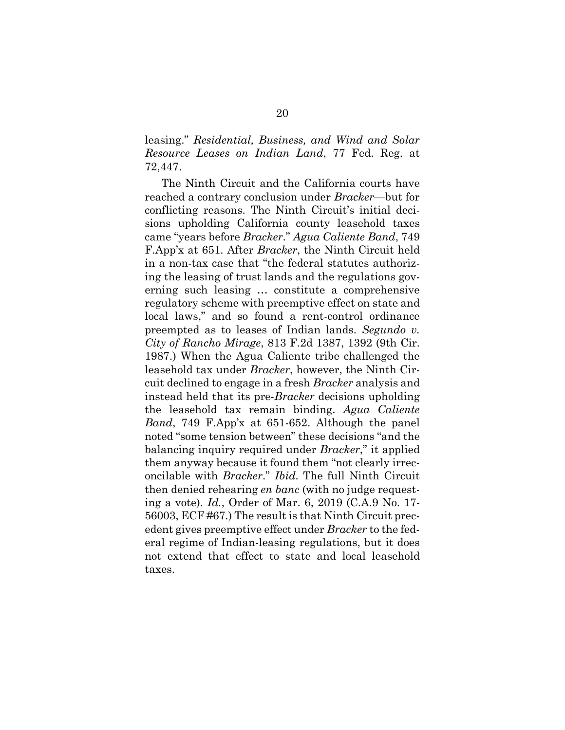leasing." *Residential, Business, and Wind and Solar Resource Leases on Indian Land*, 77 Fed. Reg. at 72,447.

The Ninth Circuit and the California courts have reached a contrary conclusion under *Bracker*—but for conflicting reasons. The Ninth Circuit's initial decisions upholding California county leasehold taxes came "years before *Bracker*." *Agua Caliente Band*, 749 F.App'x at 651. After *Bracker*, the Ninth Circuit held in a non-tax case that "the federal statutes authorizing the leasing of trust lands and the regulations governing such leasing … constitute a comprehensive regulatory scheme with preemptive effect on state and local laws," and so found a rent-control ordinance preempted as to leases of Indian lands. *Segundo v. City of Rancho Mirage*, 813 F.2d 1387, 1392 (9th Cir. 1987.) When the Agua Caliente tribe challenged the leasehold tax under *Bracker*, however, the Ninth Circuit declined to engage in a fresh *Bracker* analysis and instead held that its pre-*Bracker* decisions upholding the leasehold tax remain binding. *Agua Caliente Band*, 749 F.App'x at 651-652. Although the panel noted "some tension between" these decisions "and the balancing inquiry required under *Bracker*," it applied them anyway because it found them "not clearly irreconcilable with *Bracker*." *Ibid.* The full Ninth Circuit then denied rehearing *en banc* (with no judge requesting a vote). *Id.*, Order of Mar. 6, 2019 (C.A.9 No. 17-56003, ECF #67.) The result is that Ninth Circuit precedent gives preemptive effect under *Bracker* to the federal regime of Indian-leasing regulations, but it does not extend that effect to state and local leasehold taxes.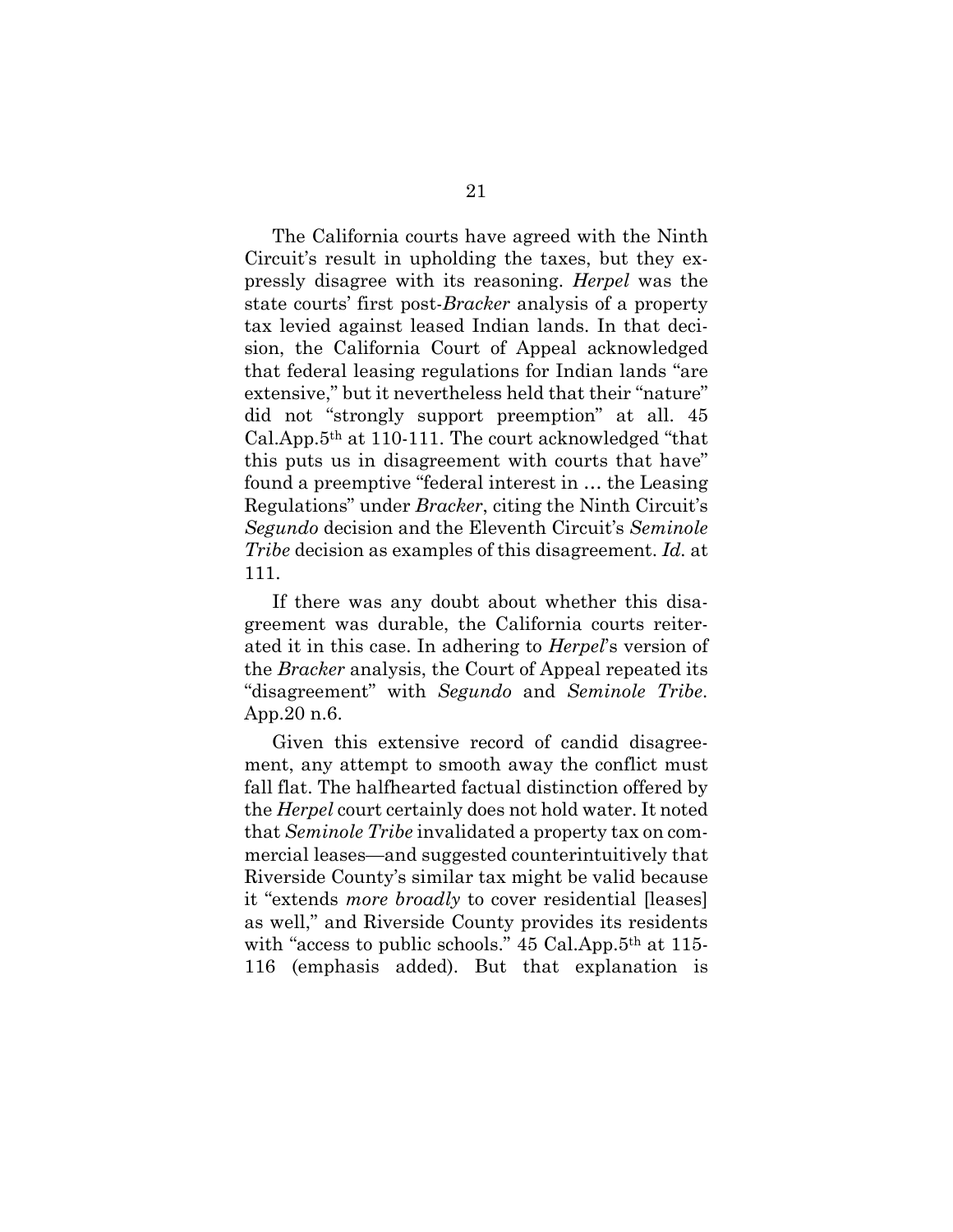The California courts have agreed with the Ninth Circuit's result in upholding the taxes, but they expressly disagree with its reasoning. *Herpel* was the state courts' first post-*Bracker* analysis of a property tax levied against leased Indian lands. In that decision, the California Court of Appeal acknowledged that federal leasing regulations for Indian lands "are extensive," but it nevertheless held that their "nature" did not "strongly support preemption" at all. 45 Cal.App.5th at 110-111. The court acknowledged "that this puts us in disagreement with courts that have" found a preemptive "federal interest in … the Leasing Regulations" under *Bracker*, citing the Ninth Circuit's *Segundo* decision and the Eleventh Circuit's *Seminole Tribe* decision as examples of this disagreement. *Id.* at 111.

If there was any doubt about whether this disagreement was durable, the California courts reiterated it in this case. In adhering to *Herpel*'s version of the *Bracker* analysis, the Court of Appeal repeated its "disagreement" with *Segundo* and *Seminole Tribe*. App.20 n.6.

Given this extensive record of candid disagreement, any attempt to smooth away the conflict must fall flat. The halfhearted factual distinction offered by the *Herpel* court certainly does not hold water. It noted that *Seminole Tribe* invalidated a property tax on commercial leases—and suggested counterintuitively that Riverside County's similar tax might be valid because it "extends *more broadly* to cover residential [leases] as well," and Riverside County provides its residents with "access to public schools." 45 Cal.App.5th at 115-116 (emphasis added). But that explanation is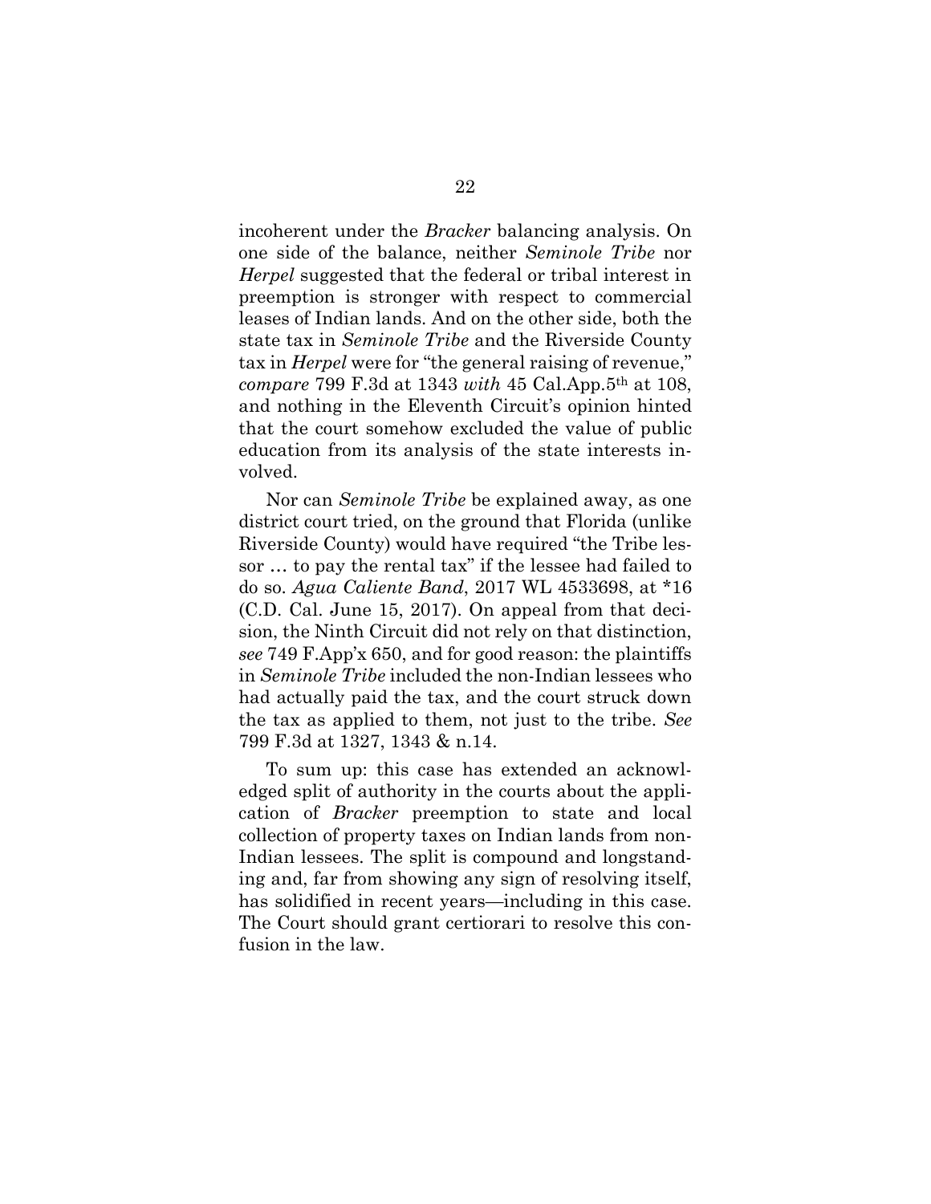incoherent under the *Bracker* balancing analysis. On one side of the balance, neither *Seminole Tribe* nor *Herpel* suggested that the federal or tribal interest in preemption is stronger with respect to commercial leases of Indian lands. And on the other side, both the state tax in *Seminole Tribe* and the Riverside County tax in *Herpel* were for "the general raising of revenue," *compare* 799 F.3d at 1343 *with* 45 Cal.App.5th at 108, and nothing in the Eleventh Circuit's opinion hinted that the court somehow excluded the value of public education from its analysis of the state interests involved.

Nor can *Seminole Tribe* be explained away, as one district court tried, on the ground that Florida (unlike Riverside County) would have required "the Tribe lessor … to pay the rental tax" if the lessee had failed to do so. *Agua Caliente Band*, 2017 WL 4533698, at *16 (C.D. Cal. June 15, 2017). On appeal from that decision, the Ninth Circuit did not rely on that distinction, *see* 749 F.App'x 650, and for good reason: the plaintiffs in *Seminole Tribe* included the non-Indian lessees who had actually paid the tax, and the court struck down the tax as applied to them, not just to the tribe. *See* 799 F.3d at 1327, 1343 & n.14.

To sum up: this case has extended an acknowledged split of authority in the courts about the application of *Bracker* preemption to state and local collection of property taxes on Indian lands from non-Indian lessees. The split is compound and longstanding and, far from showing any sign of resolving itself, has solidified in recent years—including in this case. The Court should grant certiorari to resolve this confusion in the law.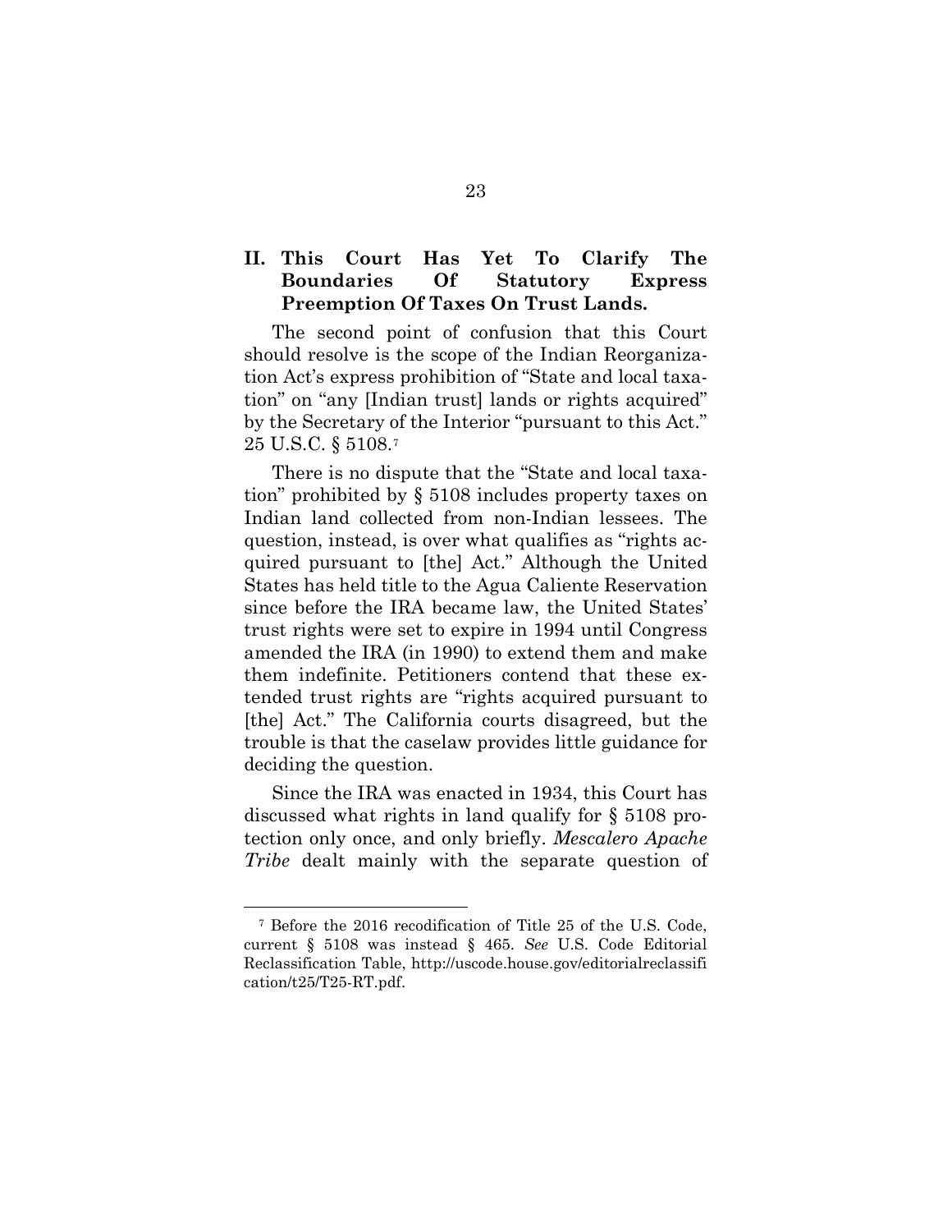## II. This Court Has Yet To Clarify The Boundaries Of Statutory Express Preemption Of Taxes On Trust Lands.

The second point of confusion that this Court should resolve is the scope of the Indian Reorganization Act's express prohibition of "State and local taxation" on "any [Indian trust] lands or rights acquired" by the Secretary of the Interior "pursuant to this Act." 25 U.S.C. § 5108.[7]

There is no dispute that the "State and local taxation" prohibited by § 5108 includes property taxes on Indian land collected from non-Indian lessees. The question, instead, is over what qualifies as "rights acquired pursuant to [the] Act." Although the United States has held title to the Agua Caliente Reservation since before the IRA became law, the United States' trust rights were set to expire in 1994 until Congress amended the IRA (in 1990) to extend them and make them indefinite. Petitioners contend that these extended trust rights are "rights acquired pursuant to [the] Act." The California courts disagreed, but the trouble is that the caselaw provides little guidance for deciding the question.

Since the IRA was enacted in 1934, this Court has discussed what rights in land qualify for § 5108 protection only once, and only briefly. *Mescalero Apache Tribe* dealt mainly with the separate question of

---

[7] Before the 2016 recodification of Title 25 of the U.S. Code, current § 5108 was instead § 465. *See* U.S. Code Editorial Reclassification Table, http://uscode.house.gov/editorialreclassification/t25/T25-RT.pdf.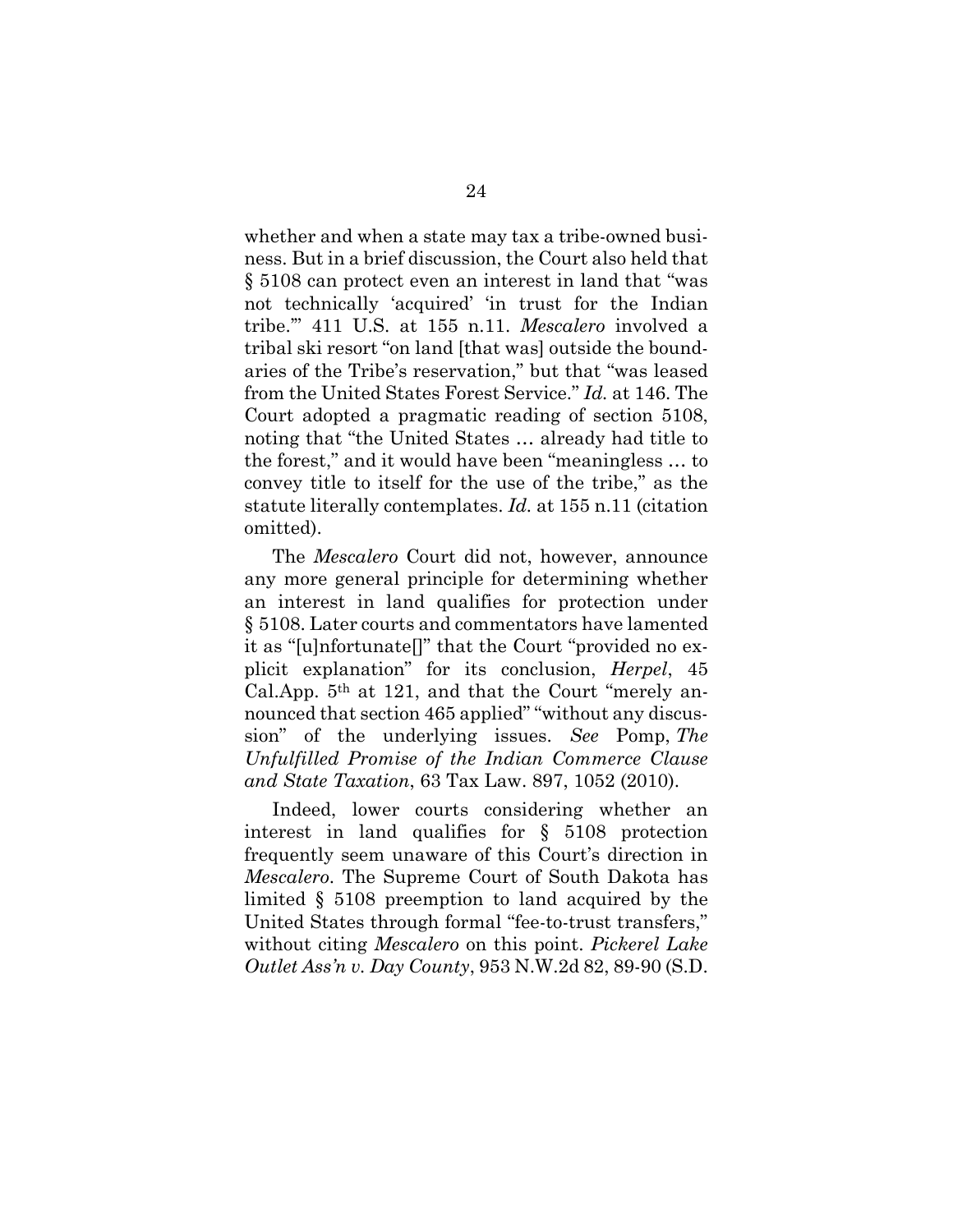whether and when a state may tax a tribe-owned business. But in a brief discussion, the Court also held that § 5108 can protect even an interest in land that "was not technically 'acquired' 'in trust for the Indian tribe.'" 411 U.S. at 155 n.11. *Mescalero* involved a tribal ski resort "on land [that was] outside the boundaries of the Tribe's reservation," but that "was leased from the United States Forest Service." *Id.* at 146. The Court adopted a pragmatic reading of section 5108, noting that "the United States … already had title to the forest," and it would have been "meaningless … to convey title to itself for the use of the tribe," as the statute literally contemplates. *Id.* at 155 n.11 (citation omitted).

The *Mescalero* Court did not, however, announce any more general principle for determining whether an interest in land qualifies for protection under § 5108. Later courts and commentators have lamented it as "[u]nfortunate[]" that the Court "provided no explicit explanation" for its conclusion, *Herpel*, 45 Cal.App. 5th at 121, and that the Court "merely announced that section 465 applied" "without any discussion" of the underlying issues. *See* Pomp, *The Unfulfilled Promise of the Indian Commerce Clause and State Taxation*, 63 Tax Law. 897, 1052 (2010).

Indeed, lower courts considering whether an interest in land qualifies for § 5108 protection frequently seem unaware of this Court's direction in *Mescalero*. The Supreme Court of South Dakota has limited § 5108 preemption to land acquired by the United States through formal "fee-to-trust transfers," without citing *Mescalero* on this point. *Pickerel Lake Outlet Ass'n v. Day County*, 953 N.W.2d 82, 89-90 (S.D.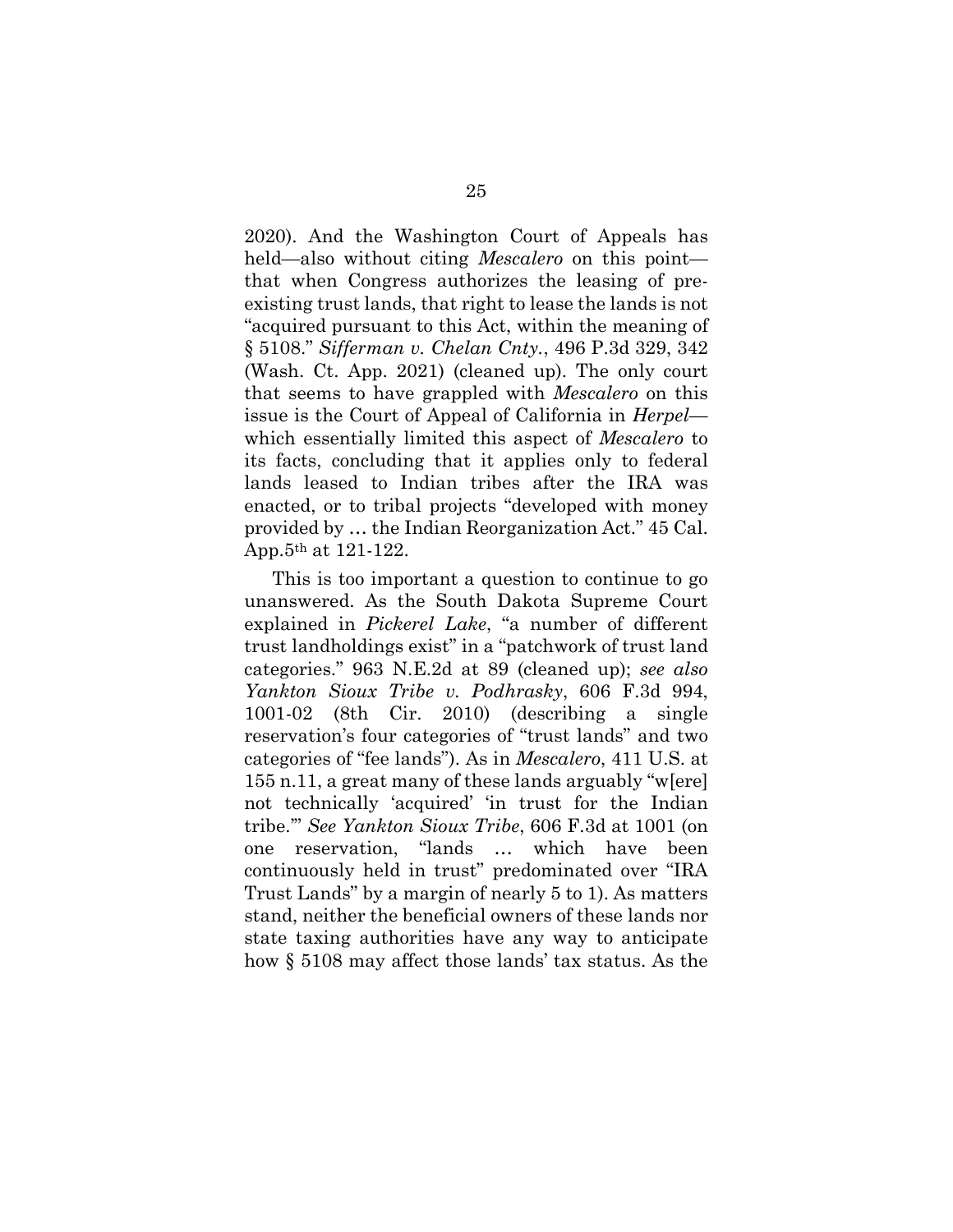2020). And the Washington Court of Appeals has held—also without citing *Mescalero* on this point—that when Congress authorizes the leasing of pre-existing trust lands, that right to lease the lands is not "acquired pursuant to this Act, within the meaning of § 5108." *Sifferman v. Chelan Cnty.*, 496 P.3d 329, 342 (Wash. Ct. App. 2021) (cleaned up). The only court that seems to have grappled with *Mescalero* on this issue is the Court of Appeal of California in *Herpel*—which essentially limited this aspect of *Mescalero* to its facts, concluding that it applies only to federal lands leased to Indian tribes after the IRA was enacted, or to tribal projects "developed with money provided by … the Indian Reorganization Act." 45 Cal. App.5th at 121-122.

This is too important a question to continue to go unanswered. As the South Dakota Supreme Court explained in *Pickerel Lake*, "a number of different trust landholdings exist" in a "patchwork of trust land categories." 963 N.E.2d at 89 (cleaned up); *see also Yankton Sioux Tribe v. Podhrasky*, 606 F.3d 994, 1001-02 (8th Cir. 2010) (describing a single reservation's four categories of "trust lands" and two categories of "fee lands"). As in *Mescalero*, 411 U.S. at 155 n.11, a great many of these lands arguably "w[ere] not technically 'acquired' 'in trust for the Indian tribe.'" *See Yankton Sioux Tribe*, 606 F.3d at 1001 (on one reservation, "lands … which have been continuously held in trust" predominated over "IRA Trust Lands" by a margin of nearly 5 to 1). As matters stand, neither the beneficial owners of these lands nor state taxing authorities have any way to anticipate how § 5108 may affect those lands' tax status. As the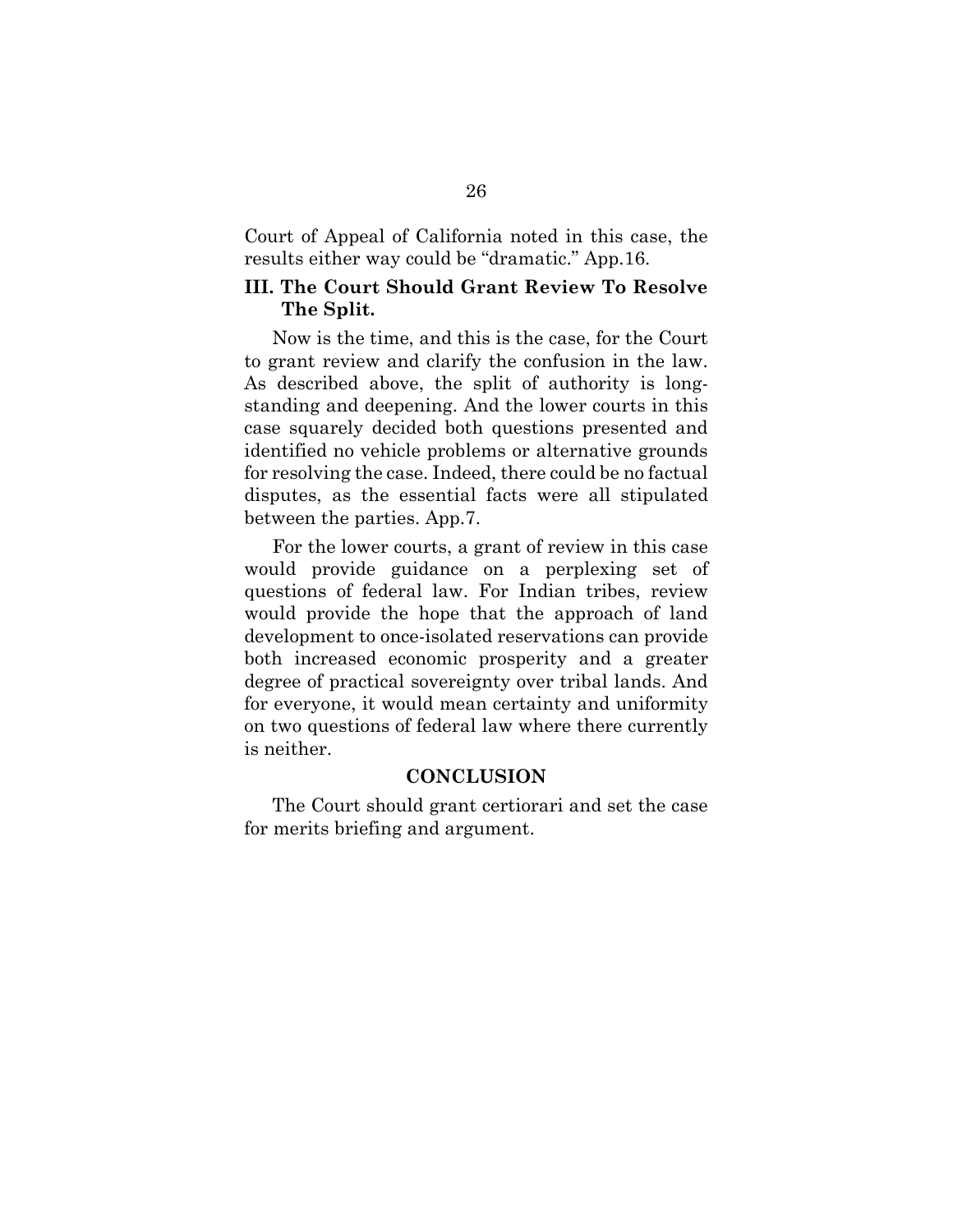Court of Appeal of California noted in this case, the results either way could be "dramatic." App.16.

## III. The Court Should Grant Review To Resolve The Split.

Now is the time, and this is the case, for the Court to grant review and clarify the confusion in the law. As described above, the split of authority is long-standing and deepening. And the lower courts in this case squarely decided both questions presented and identified no vehicle problems or alternative grounds for resolving the case. Indeed, there could be no factual disputes, as the essential facts were all stipulated between the parties. App.7.

For the lower courts, a grant of review in this case would provide guidance on a perplexing set of questions of federal law. For Indian tribes, review would provide the hope that the approach of land development to once-isolated reservations can provide both increased economic prosperity and a greater degree of practical sovereignty over tribal lands. And for everyone, it would mean certainty and uniformity on two questions of federal law where there currently is neither.

## CONCLUSION

The Court should grant certiorari and set the case for merits briefing and argument.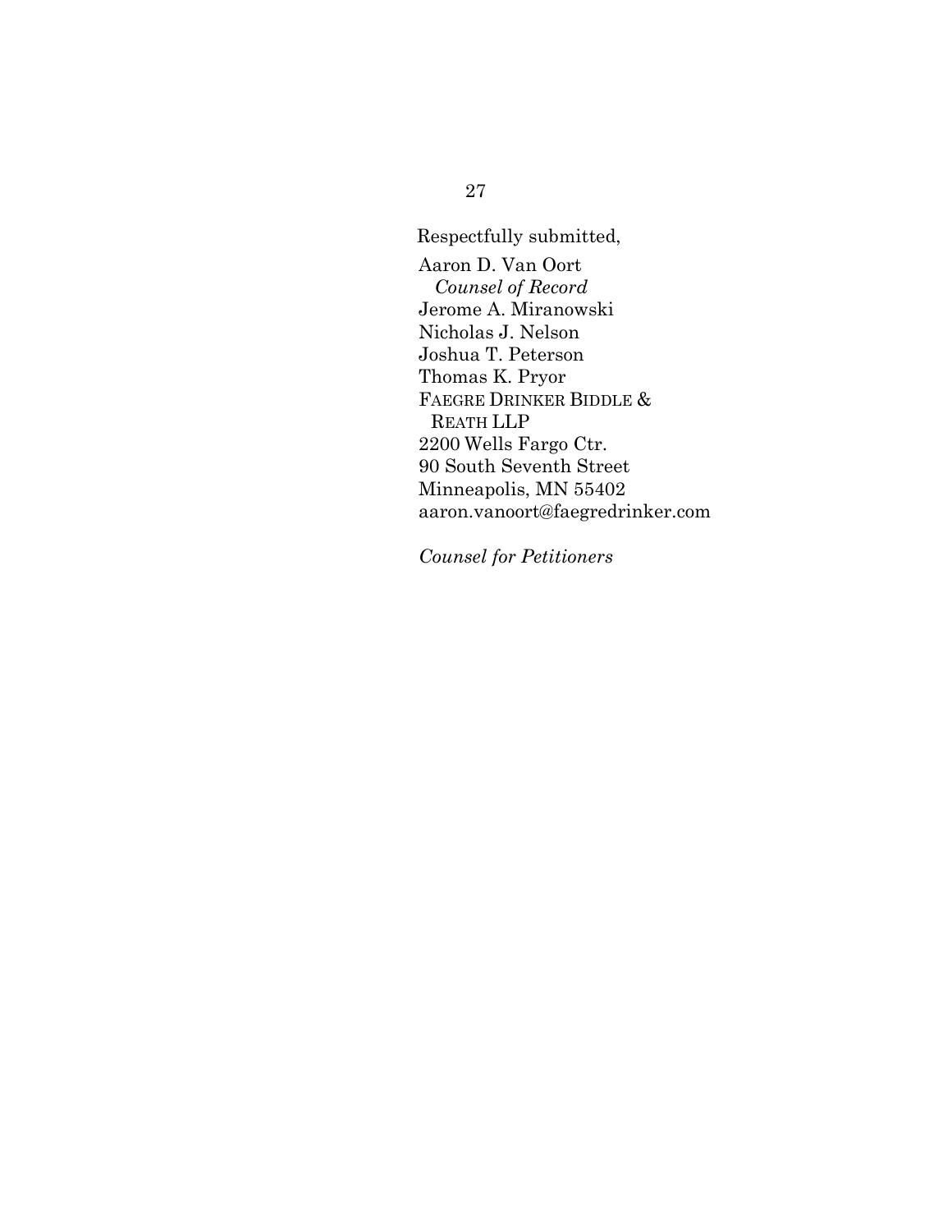Respectfully submitted,

Aaron D. Van Oort
*Counsel of Record*
Jerome A. Miranowski
Nicholas J. Nelson
Joshua T. Peterson
Thomas K. Pryor
FAEGRE DRINKER BIDDLE & REATH LLP
2200 Wells Fargo Ctr.
90 South Seventh Street
Minneapolis, MN 55402
aaron.vanoort@faegredrinker.com

*Counsel for Petitioners*